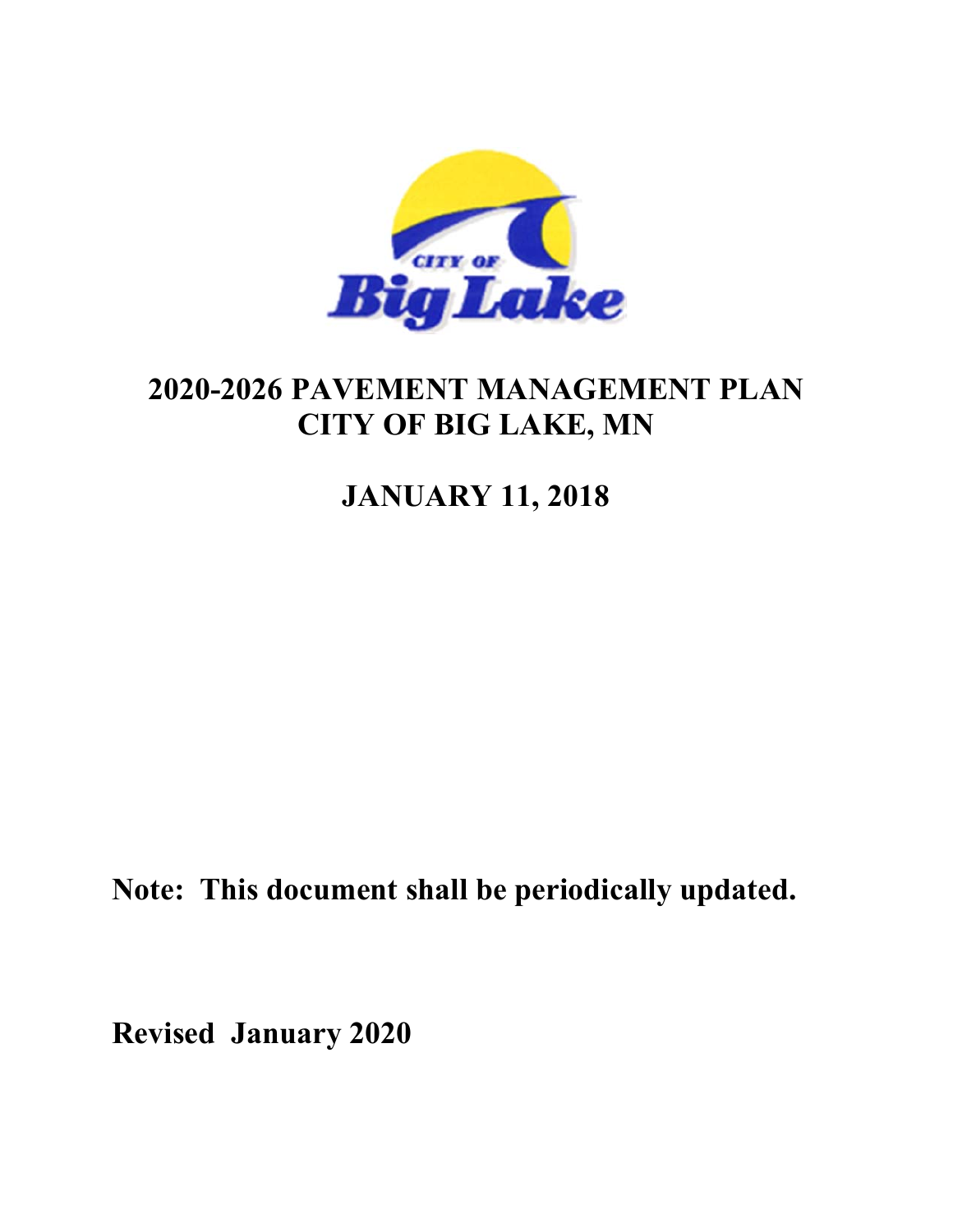# 2020-2026 PAVEMENT MANAGEMENT PLAN
# CITY OF BIG LAKE, MN

## JANUARY 11, 2018

**Note: This document shall be periodically updated.**

**Revised January 2020**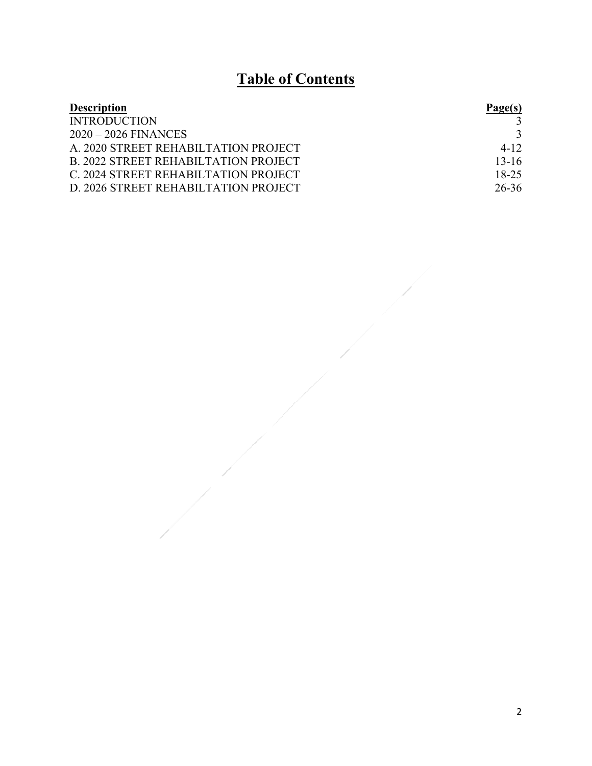# Table of Contents

| Description | Page(s) |
|---|---|
| INTRODUCTION | 3 |
| 2020 – 2026 FINANCES | 3 |
| A. 2020 STREET REHABILTATION PROJECT | 4-12 |
| B. 2022 STREET REHABILTATION PROJECT | 13-16 |
| C. 2024 STREET REHABILTATION PROJECT | 18-25 |
| D. 2026 STREET REHABILTATION PROJECT | 26-36 |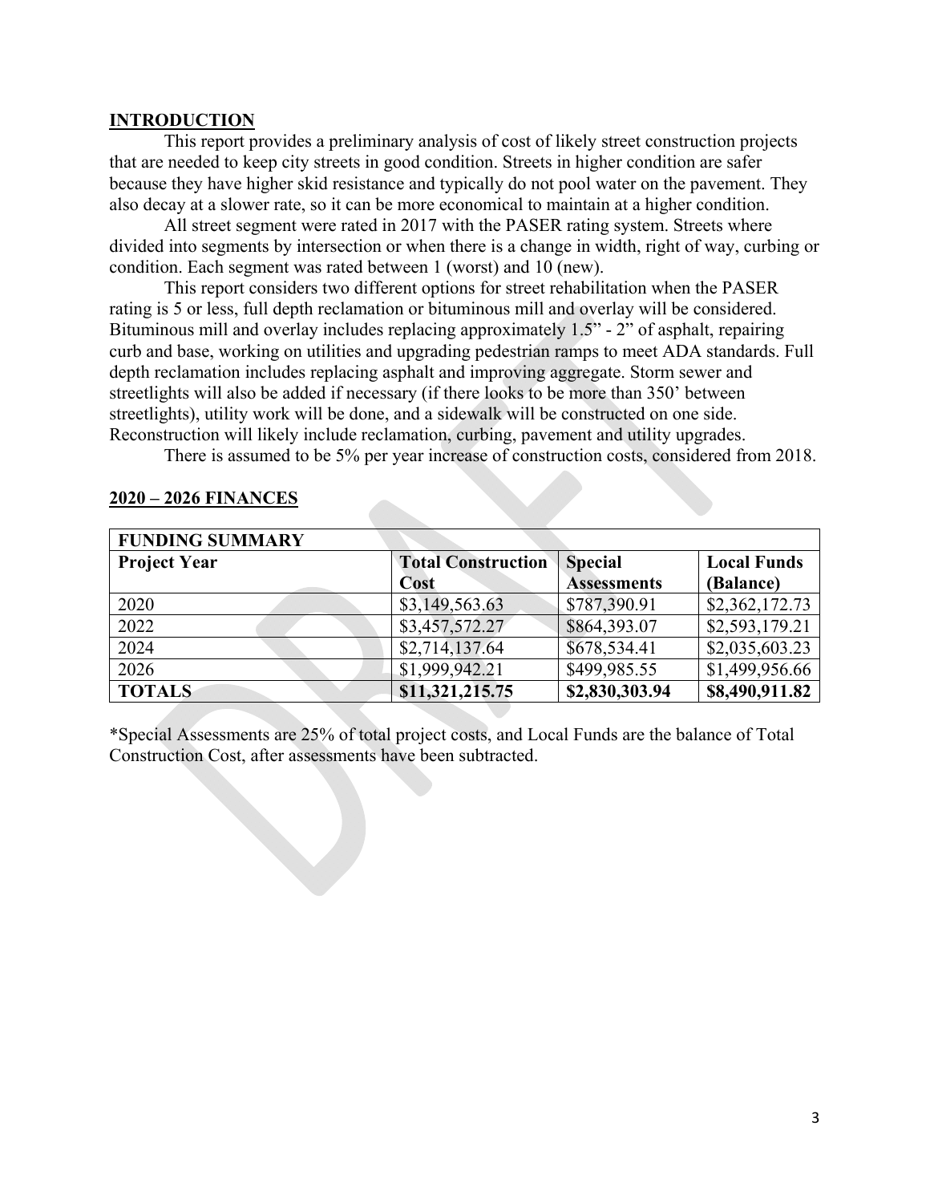## INTRODUCTION

This report provides a preliminary analysis of cost of likely street construction projects that are needed to keep city streets in good condition. Streets in higher condition are safer because they have higher skid resistance and typically do not pool water on the pavement. They also decay at a slower rate, so it can be more economical to maintain at a higher condition.

All street segment were rated in 2017 with the PASER rating system. Streets where divided into segments by intersection or when there is a change in width, right of way, curbing or condition. Each segment was rated between 1 (worst) and 10 (new).

This report considers two different options for street rehabilitation when the PASER rating is 5 or less, full depth reclamation or bituminous mill and overlay will be considered. Bituminous mill and overlay includes replacing approximately 1.5" - 2" of asphalt, repairing curb and base, working on utilities and upgrading pedestrian ramps to meet ADA standards. Full depth reclamation includes replacing asphalt and improving aggregate. Storm sewer and streetlights will also be added if necessary (if there looks to be more than 350' between streetlights), utility work will be done, and a sidewalk will be constructed on one side. Reconstruction will likely include reclamation, curbing, pavement and utility upgrades.

There is assumed to be 5% per year increase of construction costs, considered from 2018.

## 2020 – 2026 FINANCES

| **FUNDING SUMMARY** | | | |
|---|---|---|---|
| **Project Year** | **Total Construction Cost** | **Special Assessments** | **Local Funds (Balance)** |
| 2020 | $3,149,563.63 | $787,390.91 | $2,362,172.73 |
| 2022 | $3,457,572.27 | $864,393.07 | $2,593,179.21 |
| 2024 | $2,714,137.64 | $678,534.41 | $2,035,603.23 |
| 2026 | $1,999,942.21 | $499,985.55 | $1,499,956.66 |
| **TOTALS** | **$11,321,215.75** | **$2,830,303.94** | **$8,490,911.82** |

*Special Assessments are 25% of total project costs, and Local Funds are the balance of Total Construction Cost, after assessments have been subtracted.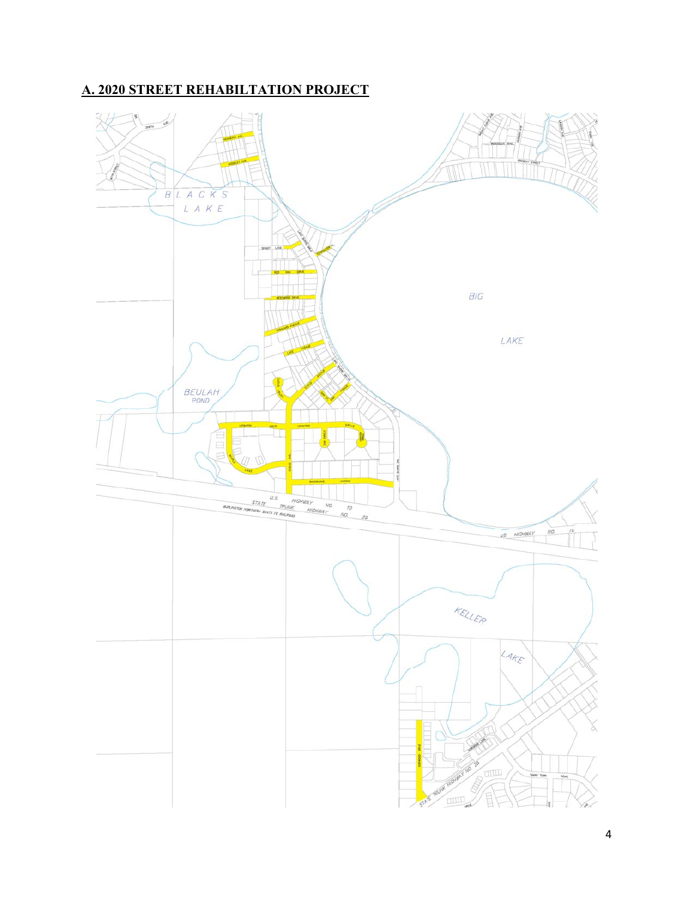## A. 2020 STREET REHABILTATION PROJECT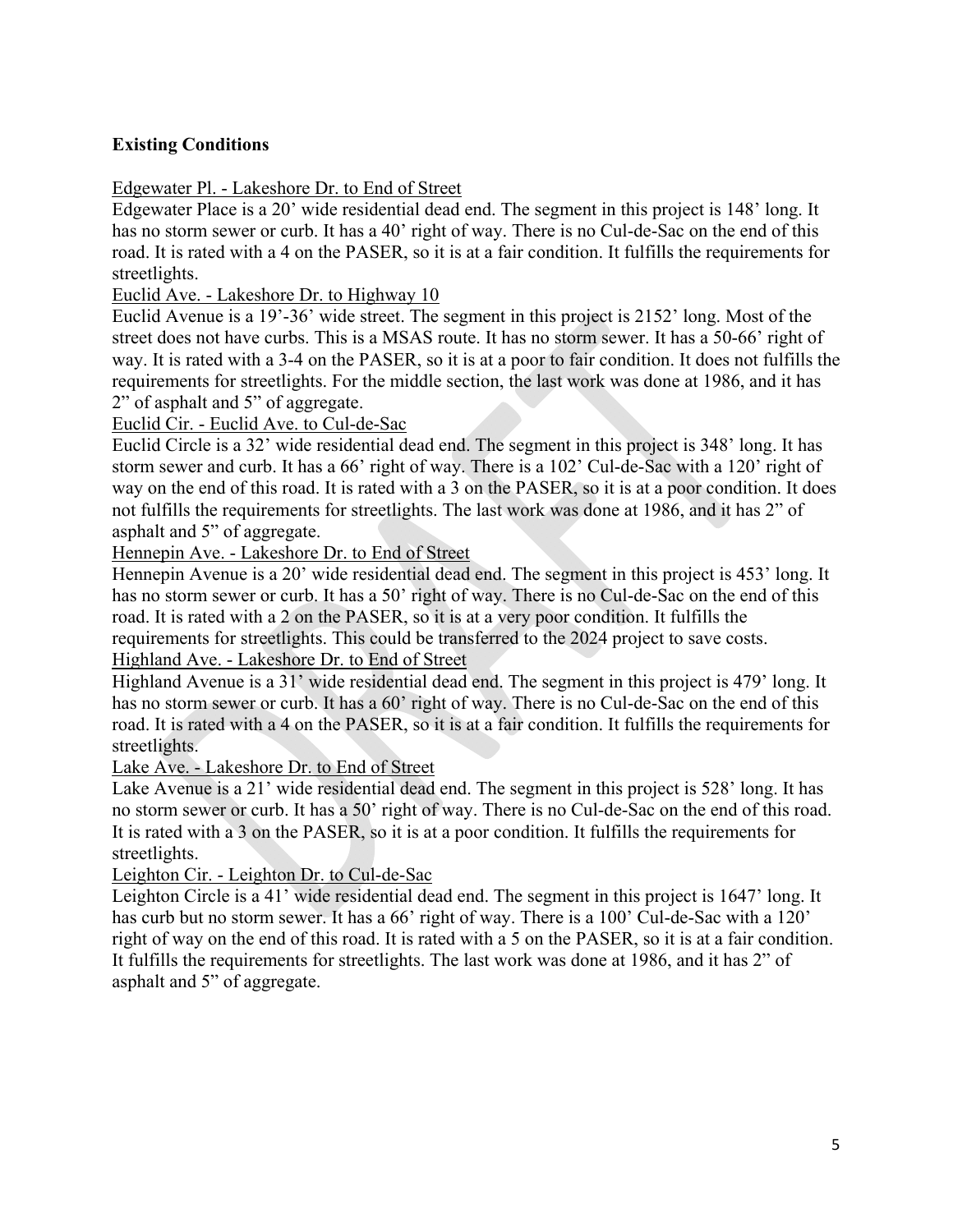**Existing Conditions**

<u>Edgewater Pl. - Lakeshore Dr. to End of Street</u>
Edgewater Place is a 20' wide residential dead end. The segment in this project is 148' long. It has no storm sewer or curb. It has a 40' right of way. There is no Cul-de-Sac on the end of this road. It is rated with a 4 on the PASER, so it is at a fair condition. It fulfills the requirements for streetlights.

<u>Euclid Ave. - Lakeshore Dr. to Highway 10</u>
Euclid Avenue is a 19'-36' wide street. The segment in this project is 2152' long. Most of the street does not have curbs. This is a MSAS route. It has no storm sewer. It has a 50-66' right of way. It is rated with a 3-4 on the PASER, so it is at a poor to fair condition. It does not fulfills the requirements for streetlights. For the middle section, the last work was done at 1986, and it has 2" of asphalt and 5" of aggregate.

<u>Euclid Cir. - Euclid Ave. to Cul-de-Sac</u>
Euclid Circle is a 32' wide residential dead end. The segment in this project is 348' long. It has storm sewer and curb. It has a 66' right of way. There is a 102' Cul-de-Sac with a 120' right of way on the end of this road. It is rated with a 3 on the PASER, so it is at a poor condition. It does not fulfills the requirements for streetlights. The last work was done at 1986, and it has 2" of asphalt and 5" of aggregate.

<u>Hennepin Ave. - Lakeshore Dr. to End of Street</u>
Hennepin Avenue is a 20' wide residential dead end. The segment in this project is 453' long. It has no storm sewer or curb. It has a 50' right of way. There is no Cul-de-Sac on the end of this road. It is rated with a 2 on the PASER, so it is at a very poor condition. It fulfills the requirements for streetlights. This could be transferred to the 2024 project to save costs.

<u>Highland Ave. - Lakeshore Dr. to End of Street</u>
Highland Avenue is a 31' wide residential dead end. The segment in this project is 479' long. It has no storm sewer or curb. It has a 60' right of way. There is no Cul-de-Sac on the end of this road. It is rated with a 4 on the PASER, so it is at a fair condition. It fulfills the requirements for streetlights.

<u>Lake Ave. - Lakeshore Dr. to End of Street</u>
Lake Avenue is a 21' wide residential dead end. The segment in this project is 528' long. It has no storm sewer or curb. It has a 50' right of way. There is no Cul-de-Sac on the end of this road. It is rated with a 3 on the PASER, so it is at a poor condition. It fulfills the requirements for streetlights.

<u>Leighton Cir. - Leighton Dr. to Cul-de-Sac</u>
Leighton Circle is a 41' wide residential dead end. The segment in this project is 1647' long. It has curb but no storm sewer. It has a 66' right of way. There is a 100' Cul-de-Sac with a 120' right of way on the end of this road. It is rated with a 5 on the PASER, so it is at a fair condition. It fulfills the requirements for streetlights. The last work was done at 1986, and it has 2" of asphalt and 5" of aggregate.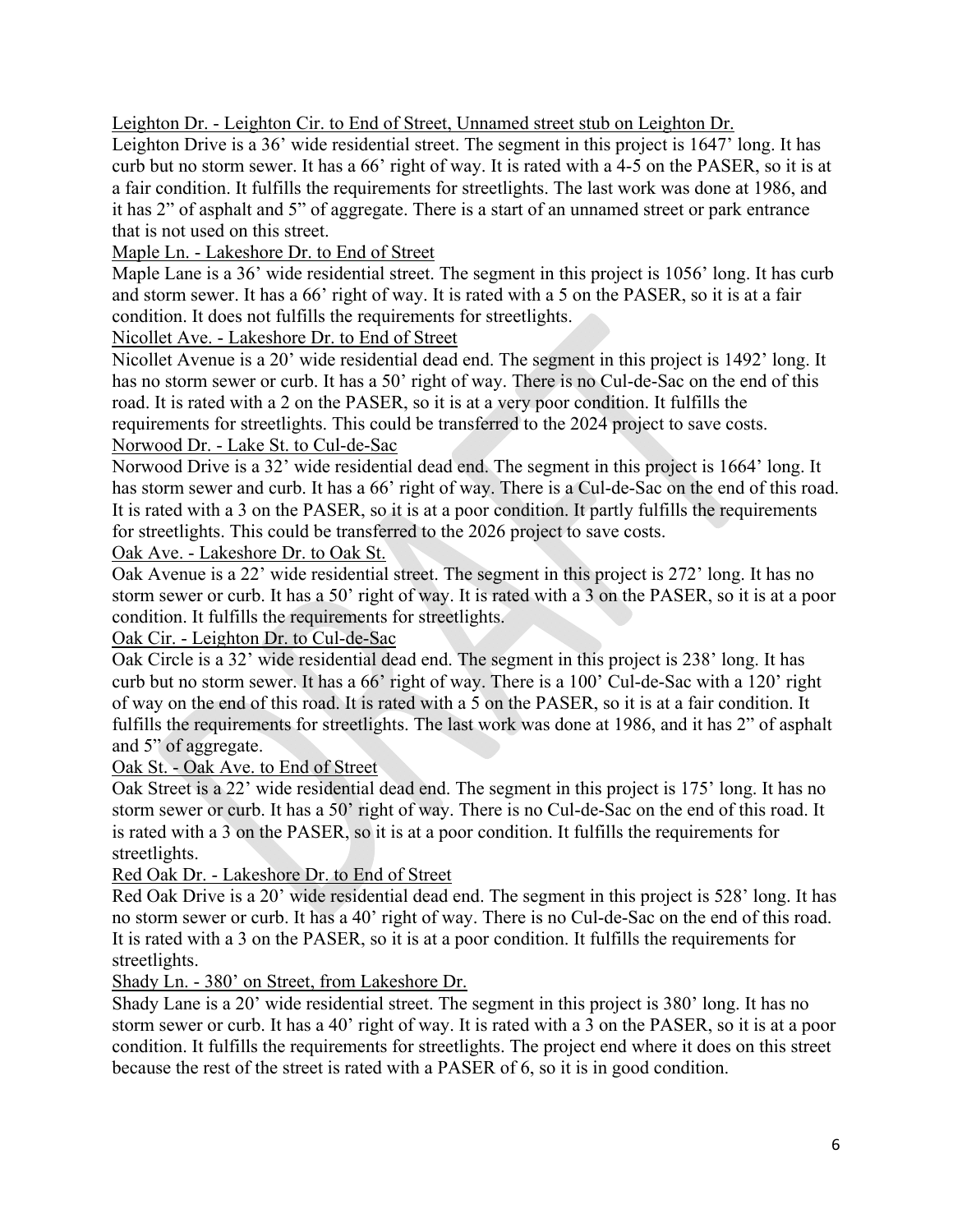<u>Leighton Dr. - Leighton Cir. to End of Street, Unnamed street stub on Leighton Dr.</u>

Leighton Drive is a 36' wide residential street. The segment in this project is 1647' long. It has curb but no storm sewer. It has a 66' right of way. It is rated with a 4-5 on the PASER, so it is at a fair condition. It fulfills the requirements for streetlights. The last work was done at 1986, and it has 2" of asphalt and 5" of aggregate. There is a start of an unnamed street or park entrance that is not used on this street.

<u>Maple Ln. - Lakeshore Dr. to End of Street</u>

Maple Lane is a 36' wide residential street. The segment in this project is 1056' long. It has curb and storm sewer. It has a 66' right of way. It is rated with a 5 on the PASER, so it is at a fair condition. It does not fulfills the requirements for streetlights.

<u>Nicollet Ave. - Lakeshore Dr. to End of Street</u>

Nicollet Avenue is a 20' wide residential dead end. The segment in this project is 1492' long. It has no storm sewer or curb. It has a 50' right of way. There is no Cul-de-Sac on the end of this road. It is rated with a 2 on the PASER, so it is at a very poor condition. It fulfills the requirements for streetlights. This could be transferred to the 2024 project to save costs.

<u>Norwood Dr. - Lake St. to Cul-de-Sac</u>

Norwood Drive is a 32' wide residential dead end. The segment in this project is 1664' long. It has storm sewer and curb. It has a 66' right of way. There is a Cul-de-Sac on the end of this road. It is rated with a 3 on the PASER, so it is at a poor condition. It partly fulfills the requirements for streetlights. This could be transferred to the 2026 project to save costs.

<u>Oak Ave. - Lakeshore Dr. to Oak St.</u>

Oak Avenue is a 22' wide residential street. The segment in this project is 272' long. It has no storm sewer or curb. It has a 50' right of way. It is rated with a 3 on the PASER, so it is at a poor condition. It fulfills the requirements for streetlights.

<u>Oak Cir. - Leighton Dr. to Cul-de-Sac</u>

Oak Circle is a 32' wide residential dead end. The segment in this project is 238' long. It has curb but no storm sewer. It has a 66' right of way. There is a 100' Cul-de-Sac with a 120' right of way on the end of this road. It is rated with a 5 on the PASER, so it is at a fair condition. It fulfills the requirements for streetlights. The last work was done at 1986, and it has 2" of asphalt and 5" of aggregate.

<u>Oak St. - Oak Ave. to End of Street</u>

Oak Street is a 22' wide residential dead end. The segment in this project is 175' long. It has no storm sewer or curb. It has a 50' right of way. There is no Cul-de-Sac on the end of this road. It is rated with a 3 on the PASER, so it is at a poor condition. It fulfills the requirements for streetlights.

<u>Red Oak Dr. - Lakeshore Dr. to End of Street</u>

Red Oak Drive is a 20' wide residential dead end. The segment in this project is 528' long. It has no storm sewer or curb. It has a 40' right of way. There is no Cul-de-Sac on the end of this road. It is rated with a 3 on the PASER, so it is at a poor condition. It fulfills the requirements for streetlights.

<u>Shady Ln. - 380' on Street, from Lakeshore Dr.</u>

Shady Lane is a 20' wide residential street. The segment in this project is 380' long. It has no storm sewer or curb. It has a 40' right of way. It is rated with a 3 on the PASER, so it is at a poor condition. It fulfills the requirements for streetlights. The project end where it does on this street because the rest of the street is rated with a PASER of 6, so it is in good condition.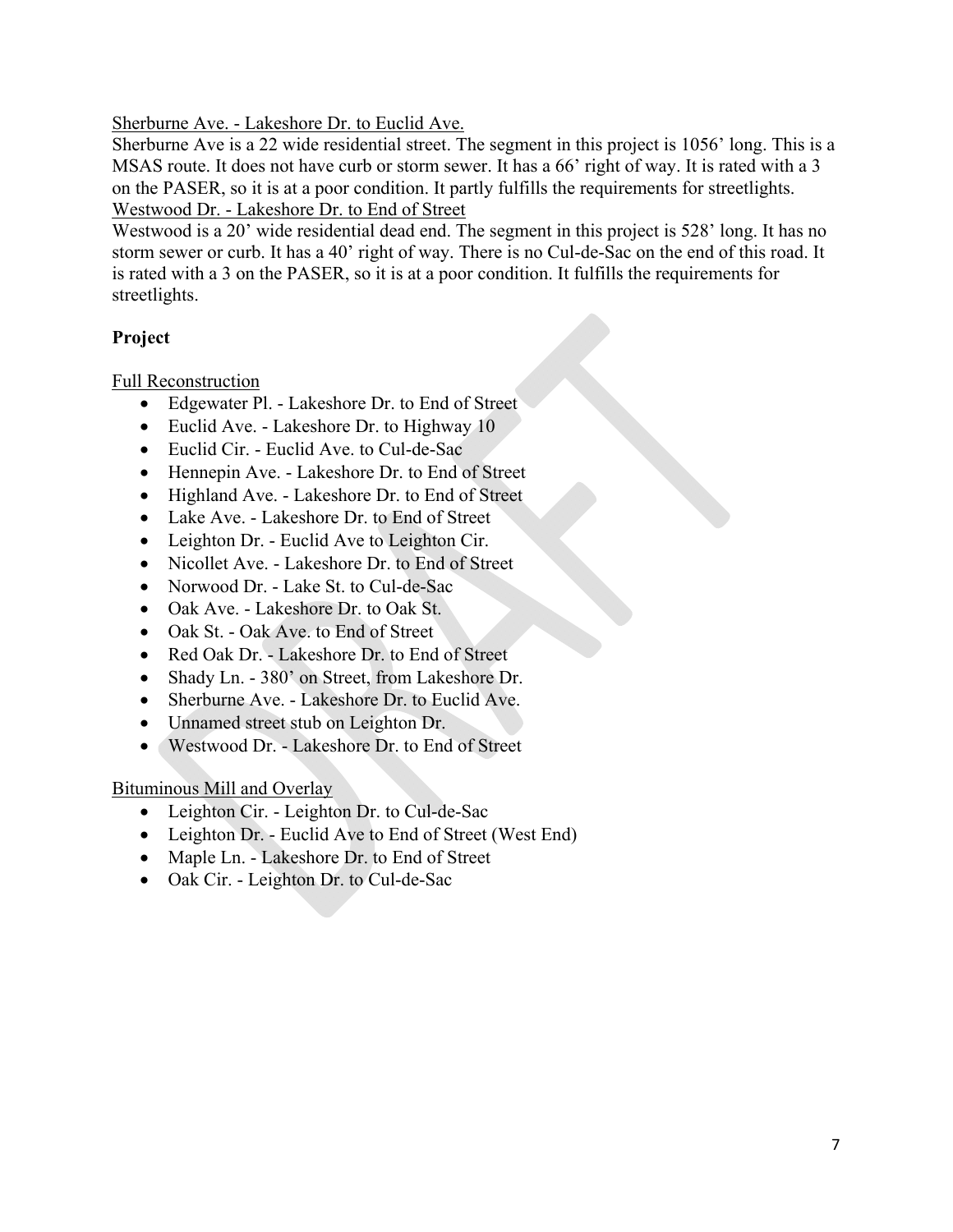Sherburne Ave. - Lakeshore Dr. to Euclid Ave.

Sherburne Ave is a 22 wide residential street. The segment in this project is 1056' long. This is a MSAS route. It does not have curb or storm sewer. It has a 66' right of way. It is rated with a 3 on the PASER, so it is at a poor condition. It partly fulfills the requirements for streetlights.

Westwood Dr. - Lakeshore Dr. to End of Street

Westwood is a 20' wide residential dead end. The segment in this project is 528' long. It has no storm sewer or curb. It has a 40' right of way. There is no Cul-de-Sac on the end of this road. It is rated with a 3 on the PASER, so it is at a poor condition. It fulfills the requirements for streetlights.

**Project**

Full Reconstruction

- Edgewater Pl. - Lakeshore Dr. to End of Street
- Euclid Ave. - Lakeshore Dr. to Highway 10
- Euclid Cir. - Euclid Ave. to Cul-de-Sac
- Hennepin Ave. - Lakeshore Dr. to End of Street
- Highland Ave. - Lakeshore Dr. to End of Street
- Lake Ave. - Lakeshore Dr. to End of Street
- Leighton Dr. - Euclid Ave to Leighton Cir.
- Nicollet Ave. - Lakeshore Dr. to End of Street
- Norwood Dr. - Lake St. to Cul-de-Sac
- Oak Ave. - Lakeshore Dr. to Oak St.
- Oak St. - Oak Ave. to End of Street
- Red Oak Dr. - Lakeshore Dr. to End of Street
- Shady Ln. - 380' on Street, from Lakeshore Dr.
- Sherburne Ave. - Lakeshore Dr. to Euclid Ave.
- Unnamed street stub on Leighton Dr.
- Westwood Dr. - Lakeshore Dr. to End of Street

Bituminous Mill and Overlay

- Leighton Cir. - Leighton Dr. to Cul-de-Sac
- Leighton Dr. - Euclid Ave to End of Street (West End)
- Maple Ln. - Lakeshore Dr. to End of Street
- Oak Cir. - Leighton Dr. to Cul-de-Sac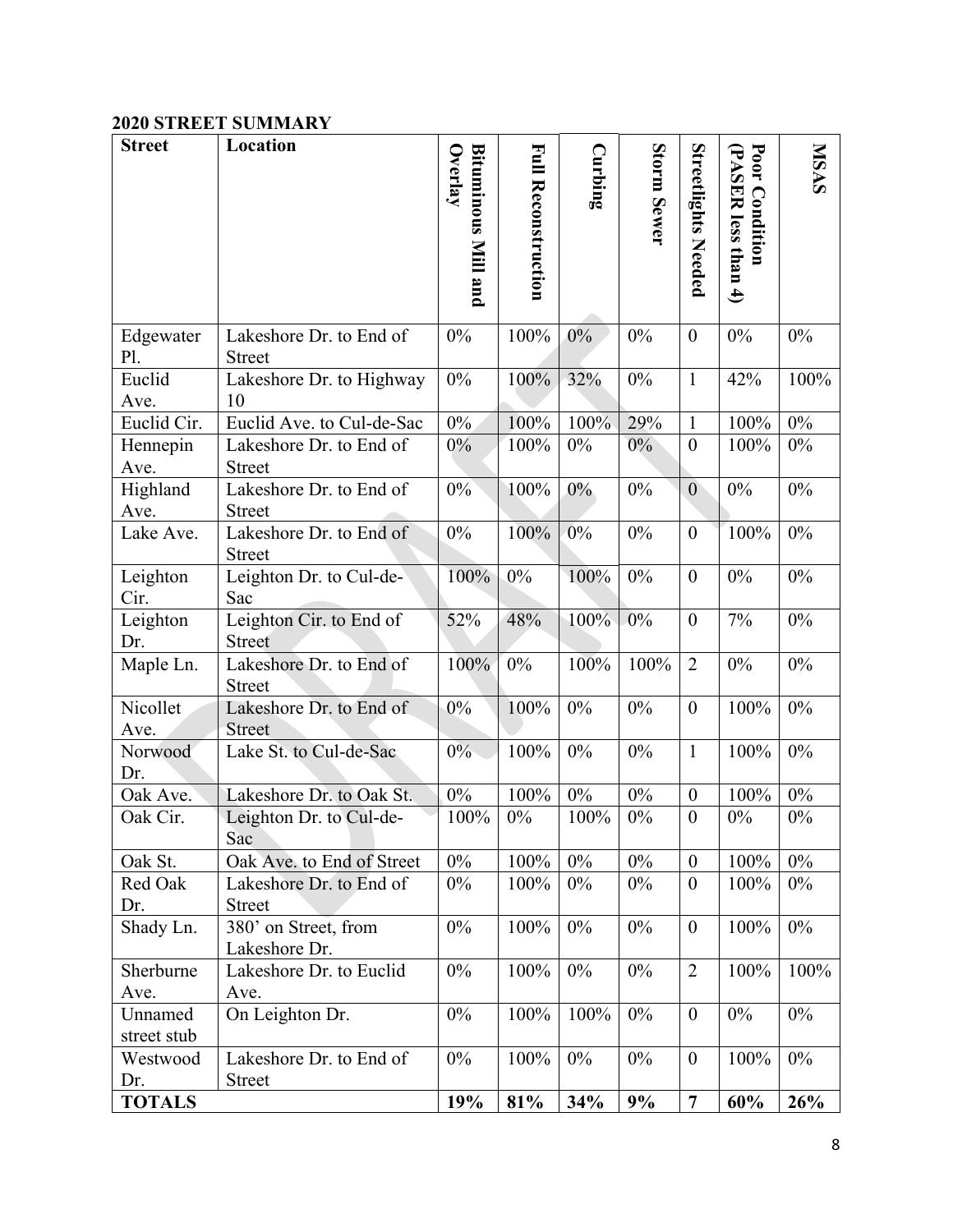## 2020 STREET SUMMARY

| Street | Location | Bituminous Mill and Overlay | Full Reconstruction | Curbing | Storm Sewer | Streetlights Needed | Poor Condition (PASER less than 4) | MSAS |
|---|---|---|---|---|---|---|---|---|
| Edgewater Pl. | Lakeshore Dr. to End of Street | 0% | 100% | 0% | 0% | 0 | 0% | 0% |
| Euclid Ave. | Lakeshore Dr. to Highway 10 | 0% | 100% | 32% | 0% | 1 | 42% | 100% |
| Euclid Cir. | Euclid Ave. to Cul-de-Sac | 0% | 100% | 100% | 29% | 1 | 100% | 0% |
| Hennepin Ave. | Lakeshore Dr. to End of Street | 0% | 100% | 0% | 0% | 0 | 100% | 0% |
| Highland Ave. | Lakeshore Dr. to End of Street | 0% | 100% | 0% | 0% | 0 | 0% | 0% |
| Lake Ave. | Lakeshore Dr. to End of Street | 0% | 100% | 0% | 0% | 0 | 100% | 0% |
| Leighton Cir. | Leighton Dr. to Cul-de-Sac | 100% | 0% | 100% | 0% | 0 | 0% | 0% |
| Leighton Dr. | Leighton Cir. to End of Street | 52% | 48% | 100% | 0% | 0 | 7% | 0% |
| Maple Ln. | Lakeshore Dr. to End of Street | 100% | 0% | 100% | 100% | 2 | 0% | 0% |
| Nicollet Ave. | Lakeshore Dr. to End of Street | 0% | 100% | 0% | 0% | 0 | 100% | 0% |
| Norwood Dr. | Lake St. to Cul-de-Sac | 0% | 100% | 0% | 0% | 1 | 100% | 0% |
| Oak Ave. | Lakeshore Dr. to Oak St. | 0% | 100% | 0% | 0% | 0 | 100% | 0% |
| Oak Cir. | Leighton Dr. to Cul-de-Sac | 100% | 0% | 100% | 0% | 0 | 0% | 0% |
| Oak St. | Oak Ave. to End of Street | 0% | 100% | 0% | 0% | 0 | 100% | 0% |
| Red Oak Dr. | Lakeshore Dr. to End of Street | 0% | 100% | 0% | 0% | 0 | 100% | 0% |
| Shady Ln. | 380' on Street, from Lakeshore Dr. | 0% | 100% | 0% | 0% | 0 | 100% | 0% |
| Sherburne Ave. | Lakeshore Dr. to Euclid Ave. | 0% | 100% | 0% | 0% | 2 | 100% | 100% |
| Unnamed street stub | On Leighton Dr. | 0% | 100% | 100% | 0% | 0 | 0% | 0% |
| Westwood Dr. | Lakeshore Dr. to End of Street | 0% | 100% | 0% | 0% | 0 | 100% | 0% |
| **TOTALS** | | **19%** | **81%** | **34%** | **9%** | **7** | **60%** | **26%** |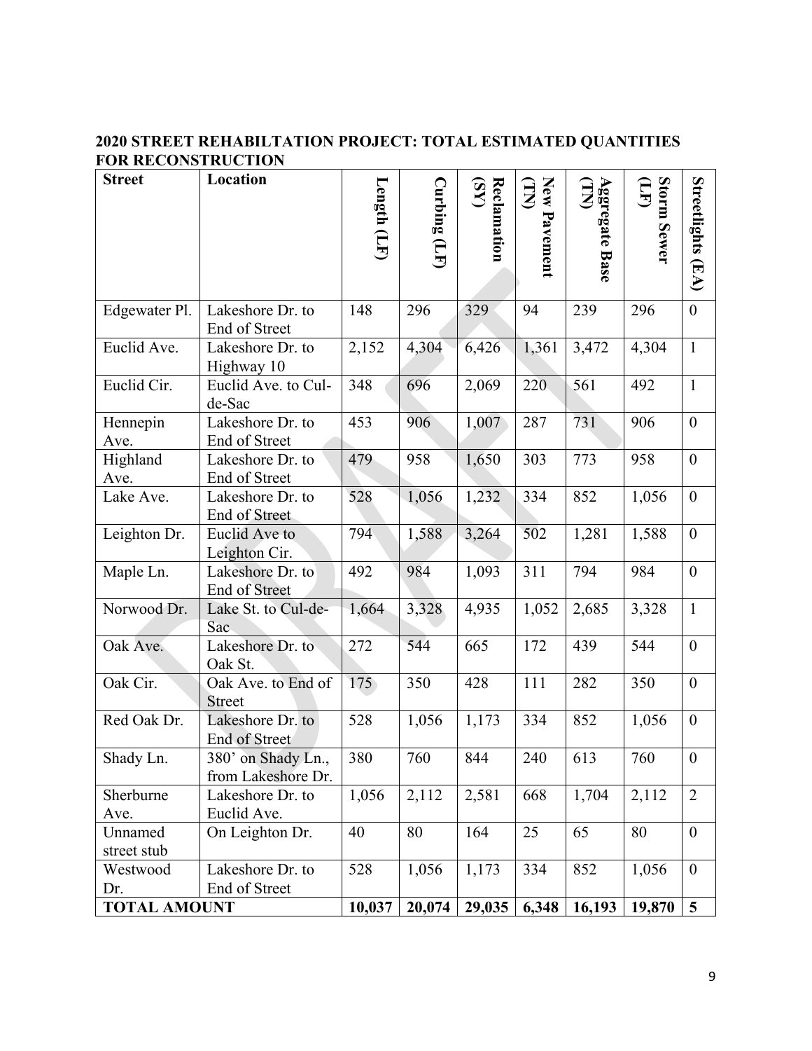**2020 STREET REHABILTATION PROJECT: TOTAL ESTIMATED QUANTITIES FOR RECONSTRUCTION**

| Street | Location | Length (LF) | Curbing (LF) | Reclamation (SY) | New Pavement (TN) | Aggregate Base (TN) | Storm Sewer (LF) | Streetlights (EA) |
|---|---|---|---|---|---|---|---|---|
| Edgewater Pl. | Lakeshore Dr. to End of Street | 148 | 296 | 329 | 94 | 239 | 296 | 0 |
| Euclid Ave. | Lakeshore Dr. to Highway 10 | 2,152 | 4,304 | 6,426 | 1,361 | 3,472 | 4,304 | 1 |
| Euclid Cir. | Euclid Ave. to Cul-de-Sac | 348 | 696 | 2,069 | 220 | 561 | 492 | 1 |
| Hennepin Ave. | Lakeshore Dr. to End of Street | 453 | 906 | 1,007 | 287 | 731 | 906 | 0 |
| Highland Ave. | Lakeshore Dr. to End of Street | 479 | 958 | 1,650 | 303 | 773 | 958 | 0 |
| Lake Ave. | Lakeshore Dr. to End of Street | 528 | 1,056 | 1,232 | 334 | 852 | 1,056 | 0 |
| Leighton Dr. | Euclid Ave to Leighton Cir. | 794 | 1,588 | 3,264 | 502 | 1,281 | 1,588 | 0 |
| Maple Ln. | Lakeshore Dr. to End of Street | 492 | 984 | 1,093 | 311 | 794 | 984 | 0 |
| Norwood Dr. | Lake St. to Cul-de-Sac | 1,664 | 3,328 | 4,935 | 1,052 | 2,685 | 3,328 | 1 |
| Oak Ave. | Lakeshore Dr. to Oak St. | 272 | 544 | 665 | 172 | 439 | 544 | 0 |
| Oak Cir. | Oak Ave. to End of Street | 175 | 350 | 428 | 111 | 282 | 350 | 0 |
| Red Oak Dr. | Lakeshore Dr. to End of Street | 528 | 1,056 | 1,173 | 334 | 852 | 1,056 | 0 |
| Shady Ln. | 380' on Shady Ln., from Lakeshore Dr. | 380 | 760 | 844 | 240 | 613 | 760 | 0 |
| Sherburne Ave. | Lakeshore Dr. to Euclid Ave. | 1,056 | 2,112 | 2,581 | 668 | 1,704 | 2,112 | 2 |
| Unnamed street stub | On Leighton Dr. | 40 | 80 | 164 | 25 | 65 | 80 | 0 |
| Westwood Dr. | Lakeshore Dr. to End of Street | 528 | 1,056 | 1,173 | 334 | 852 | 1,056 | 0 |
| **TOTAL AMOUNT** | | **10,037** | **20,074** | **29,035** | **6,348** | **16,193** | **19,870** | **5** |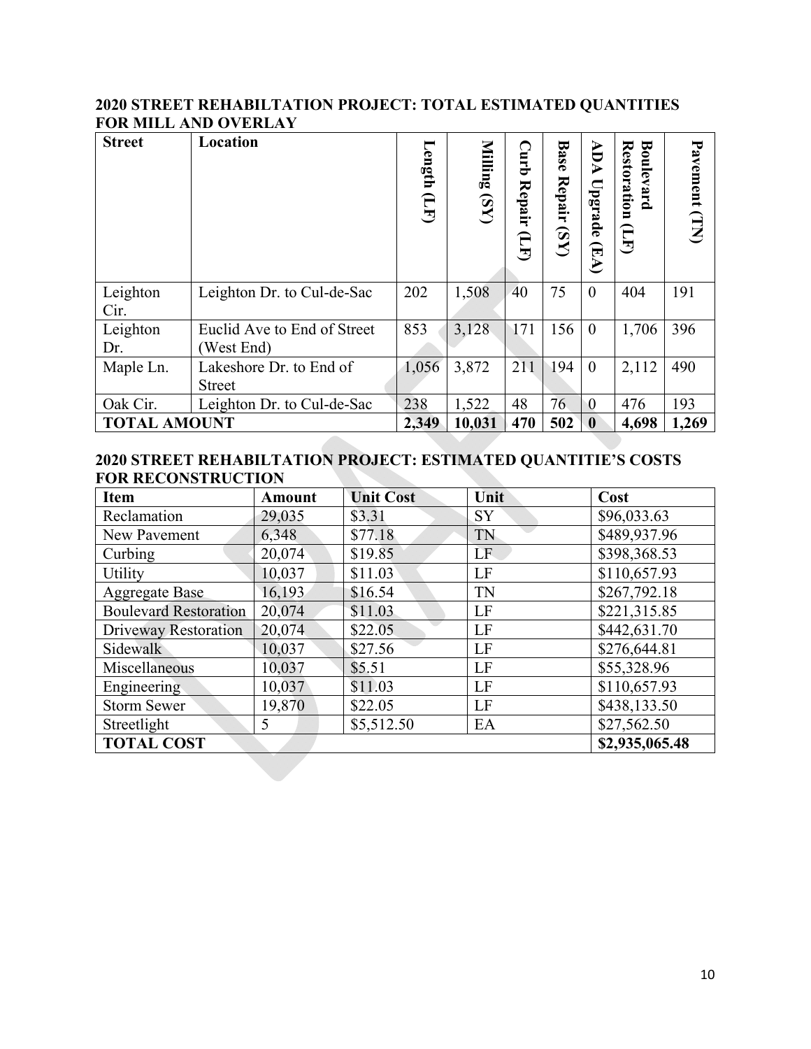**2020 STREET REHABILTATION PROJECT: TOTAL ESTIMATED QUANTITIES FOR MILL AND OVERLAY**

| Street | Location | Length (LF) | Milling (SY) | Curb Repair (LF) | Base Repair (SY) | ADA Upgrade (EA) | Boulevard Restoration (LF) | Pavement (TN) |
|---|---|---|---|---|---|---|---|---|
| Leighton Cir. | Leighton Dr. to Cul-de-Sac | 202 | 1,508 | 40 | 75 | 0 | 404 | 191 |
| Leighton Dr. | Euclid Ave to End of Street (West End) | 853 | 3,128 | 171 | 156 | 0 | 1,706 | 396 |
| Maple Ln. | Lakeshore Dr. to End of Street | 1,056 | 3,872 | 211 | 194 | 0 | 2,112 | 490 |
| Oak Cir. | Leighton Dr. to Cul-de-Sac | 238 | 1,522 | 48 | 76 | 0 | 476 | 193 |
| **TOTAL AMOUNT** | | **2,349** | **10,031** | **470** | **502** | **0** | **4,698** | **1,269** |

**2020 STREET REHABILTATION PROJECT: ESTIMATED QUANTITIE'S COSTS FOR RECONSTRUCTION**

| Item | Amount | Unit Cost | Unit | Cost |
|---|---|---|---|---|
| Reclamation | 29,035 | \$3.31 | SY | \$96,033.63 |
| New Pavement | 6,348 | \$77.18 | TN | \$489,937.96 |
| Curbing | 20,074 | \$19.85 | LF | \$398,368.53 |
| Utility | 10,037 | \$11.03 | LF | \$110,657.93 |
| Aggregate Base | 16,193 | \$16.54 | TN | \$267,792.18 |
| Boulevard Restoration | 20,074 | \$11.03 | LF | \$221,315.85 |
| Driveway Restoration | 20,074 | \$22.05 | LF | \$442,631.70 |
| Sidewalk | 10,037 | \$27.56 | LF | \$276,644.81 |
| Miscellaneous | 10,037 | \$5.51 | LF | \$55,328.96 |
| Engineering | 10,037 | \$11.03 | LF | \$110,657.93 |
| Storm Sewer | 19,870 | \$22.05 | LF | \$438,133.50 |
| Streetlight | 5 | \$5,512.50 | EA | \$27,562.50 |
| **TOTAL COST** | | | | **\$2,935,065.48** |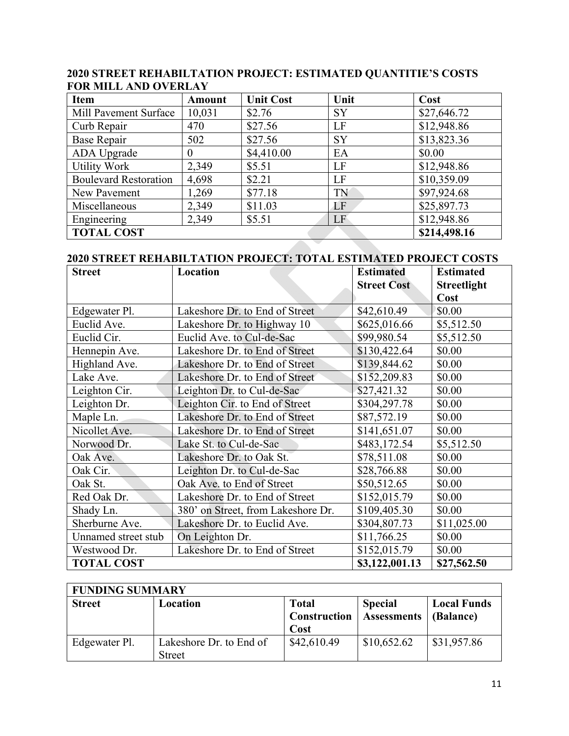**2020 STREET REHABILTATION PROJECT: ESTIMATED QUANTITIE'S COSTS FOR MILL AND OVERLAY**

| Item | Amount | Unit Cost | Unit | Cost |
|---|---|---|---|---|
| Mill Pavement Surface | 10,031 | $2.76 | SY | $27,646.72 |
| Curb Repair | 470 | $27.56 | LF | $12,948.86 |
| Base Repair | 502 | $27.56 | SY | $13,823.36 |
| ADA Upgrade | 0 | $4,410.00 | EA | $0.00 |
| Utility Work | 2,349 | $5.51 | LF | $12,948.86 |
| Boulevard Restoration | 4,698 | $2.21 | LF | $10,359.09 |
| New Pavement | 1,269 | $77.18 | TN | $97,924.68 |
| Miscellaneous | 2,349 | $11.03 | LF | $25,897.73 |
| Engineering | 2,349 | $5.51 | LF | $12,948.86 |
| **TOTAL COST** | | | | **$214,498.16** |

**2020 STREET REHABILTATION PROJECT: TOTAL ESTIMATED PROJECT COSTS**

| Street | Location | Estimated Street Cost | Estimated Streetlight Cost |
|---|---|---|---|
| Edgewater Pl. | Lakeshore Dr. to End of Street | $42,610.49 | $0.00 |
| Euclid Ave. | Lakeshore Dr. to Highway 10 | $625,016.66 | $5,512.50 |
| Euclid Cir. | Euclid Ave. to Cul-de-Sac | $99,980.54 | $5,512.50 |
| Hennepin Ave. | Lakeshore Dr. to End of Street | $130,422.64 | $0.00 |
| Highland Ave. | Lakeshore Dr. to End of Street | $139,844.62 | $0.00 |
| Lake Ave. | Lakeshore Dr. to End of Street | $152,209.83 | $0.00 |
| Leighton Cir. | Leighton Dr. to Cul-de-Sac | $27,421.32 | $0.00 |
| Leighton Dr. | Leighton Cir. to End of Street | $304,297.78 | $0.00 |
| Maple Ln. | Lakeshore Dr. to End of Street | $87,572.19 | $0.00 |
| Nicollet Ave. | Lakeshore Dr. to End of Street | $141,651.07 | $0.00 |
| Norwood Dr. | Lake St. to Cul-de-Sac | $483,172.54 | $5,512.50 |
| Oak Ave. | Lakeshore Dr. to Oak St. | $78,511.08 | $0.00 |
| Oak Cir. | Leighton Dr. to Cul-de-Sac | $28,766.88 | $0.00 |
| Oak St. | Oak Ave. to End of Street | $50,512.65 | $0.00 |
| Red Oak Dr. | Lakeshore Dr. to End of Street | $152,015.79 | $0.00 |
| Shady Ln. | 380' on Street, from Lakeshore Dr. | $109,405.30 | $0.00 |
| Sherburne Ave. | Lakeshore Dr. to Euclid Ave. | $304,807.73 | $11,025.00 |
| Unnamed street stub | On Leighton Dr. | $11,766.25 | $0.00 |
| Westwood Dr. | Lakeshore Dr. to End of Street | $152,015.79 | $0.00 |
| **TOTAL COST** | | **$3,122,001.13** | **$27,562.50** |

| **FUNDING SUMMARY** | | | | |
|---|---|---|---|---|
| **Street** | **Location** | **Total Construction Cost** | **Special Assessments** | **Local Funds (Balance)** |
| Edgewater Pl. | Lakeshore Dr. to End of Street | $42,610.49 | $10,652.62 | $31,957.86 |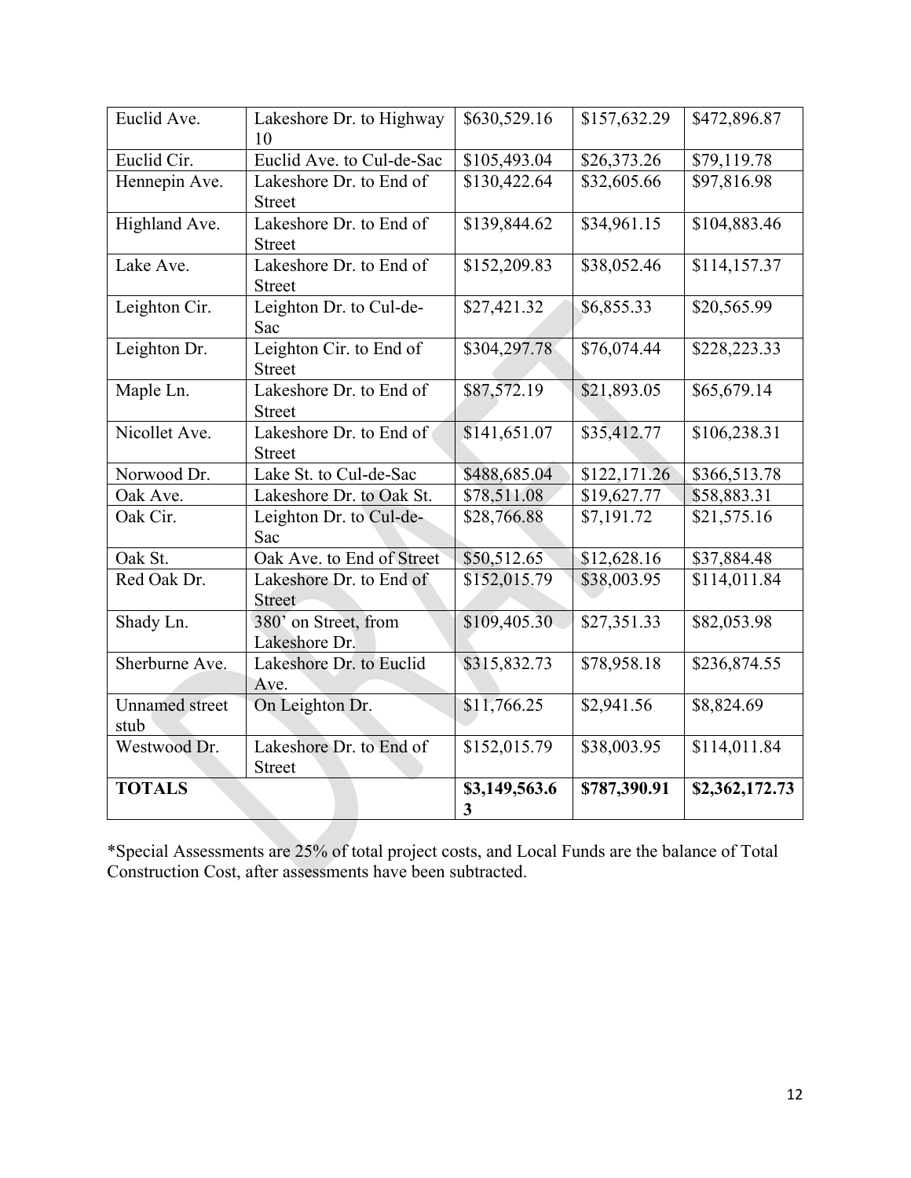| Euclid Ave. | Lakeshore Dr. to Highway 10 | $630,529.16 | $157,632.29 | $472,896.87 |
|---|---|---|---|---|
| Euclid Cir. | Euclid Ave. to Cul-de-Sac | $105,493.04 | $26,373.26 | $79,119.78 |
| Hennepin Ave. | Lakeshore Dr. to End of Street | $130,422.64 | $32,605.66 | $97,816.98 |
| Highland Ave. | Lakeshore Dr. to End of Street | $139,844.62 | $34,961.15 | $104,883.46 |
| Lake Ave. | Lakeshore Dr. to End of Street | $152,209.83 | $38,052.46 | $114,157.37 |
| Leighton Cir. | Leighton Dr. to Cul-de-Sac | $27,421.32 | $6,855.33 | $20,565.99 |
| Leighton Dr. | Leighton Cir. to End of Street | $304,297.78 | $76,074.44 | $228,223.33 |
| Maple Ln. | Lakeshore Dr. to End of Street | $87,572.19 | $21,893.05 | $65,679.14 |
| Nicollet Ave. | Lakeshore Dr. to End of Street | $141,651.07 | $35,412.77 | $106,238.31 |
| Norwood Dr. | Lake St. to Cul-de-Sac | $488,685.04 | $122,171.26 | $366,513.78 |
| Oak Ave. | Lakeshore Dr. to Oak St. | $78,511.08 | $19,627.77 | $58,883.31 |
| Oak Cir. | Leighton Dr. to Cul-de-Sac | $28,766.88 | $7,191.72 | $21,575.16 |
| Oak St. | Oak Ave. to End of Street | $50,512.65 | $12,628.16 | $37,884.48 |
| Red Oak Dr. | Lakeshore Dr. to End of Street | $152,015.79 | $38,003.95 | $114,011.84 |
| Shady Ln. | 380' on Street, from Lakeshore Dr. | $109,405.30 | $27,351.33 | $82,053.98 |
| Sherburne Ave. | Lakeshore Dr. to Euclid Ave. | $315,832.73 | $78,958.18 | $236,874.55 |
| Unnamed street stub | On Leighton Dr. | $11,766.25 | $2,941.56 | $8,824.69 |
| Westwood Dr. | Lakeshore Dr. to End of Street | $152,015.79 | $38,003.95 | $114,011.84 |
| **TOTALS** | | **$3,149,563.63** | **$787,390.91** | **$2,362,172.73** |

*Special Assessments are 25% of total project costs, and Local Funds are the balance of Total Construction Cost, after assessments have been subtracted.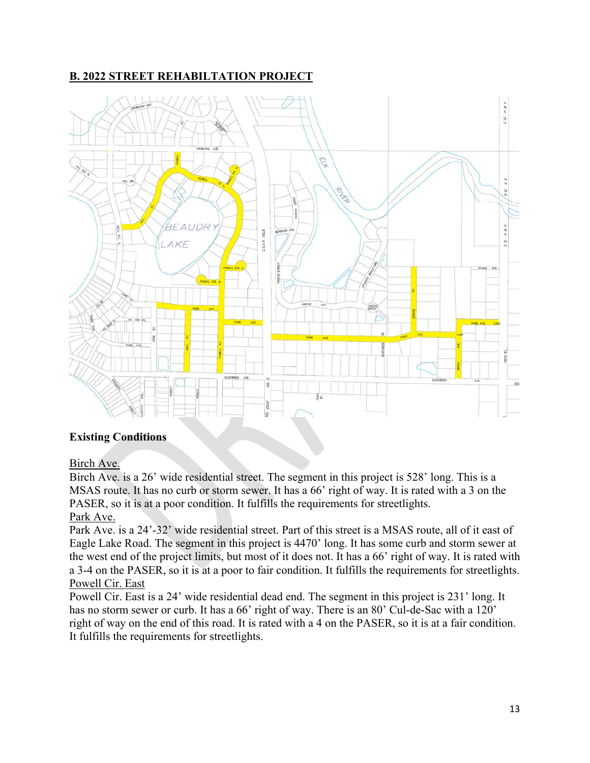## B. 2022 STREET REHABILTATION PROJECT

### Existing Conditions

Birch Ave.

Birch Ave. is a 26' wide residential street. The segment in this project is 528' long. This is a MSAS route. It has no curb or storm sewer. It has a 66' right of way. It is rated with a 3 on the PASER, so it is at a poor condition. It fulfills the requirements for streetlights.

Park Ave.

Park Ave. is a 24'-32' wide residential street. Part of this street is a MSAS route, all of it east of Eagle Lake Road. The segment in this project is 4470' long. It has some curb and storm sewer at the west end of the project limits, but most of it does not. It has a 66' right of way. It is rated with a 3-4 on the PASER, so it is at a poor to fair condition. It fulfills the requirements for streetlights.

Powell Cir. East

Powell Cir. East is a 24' wide residential dead end. The segment in this project is 231' long. It has no storm sewer or curb. It has a 66' right of way. There is an 80' Cul-de-Sac with a 120' right of way on the end of this road. It is rated with a 4 on the PASER, so it is at a fair condition. It fulfills the requirements for streetlights.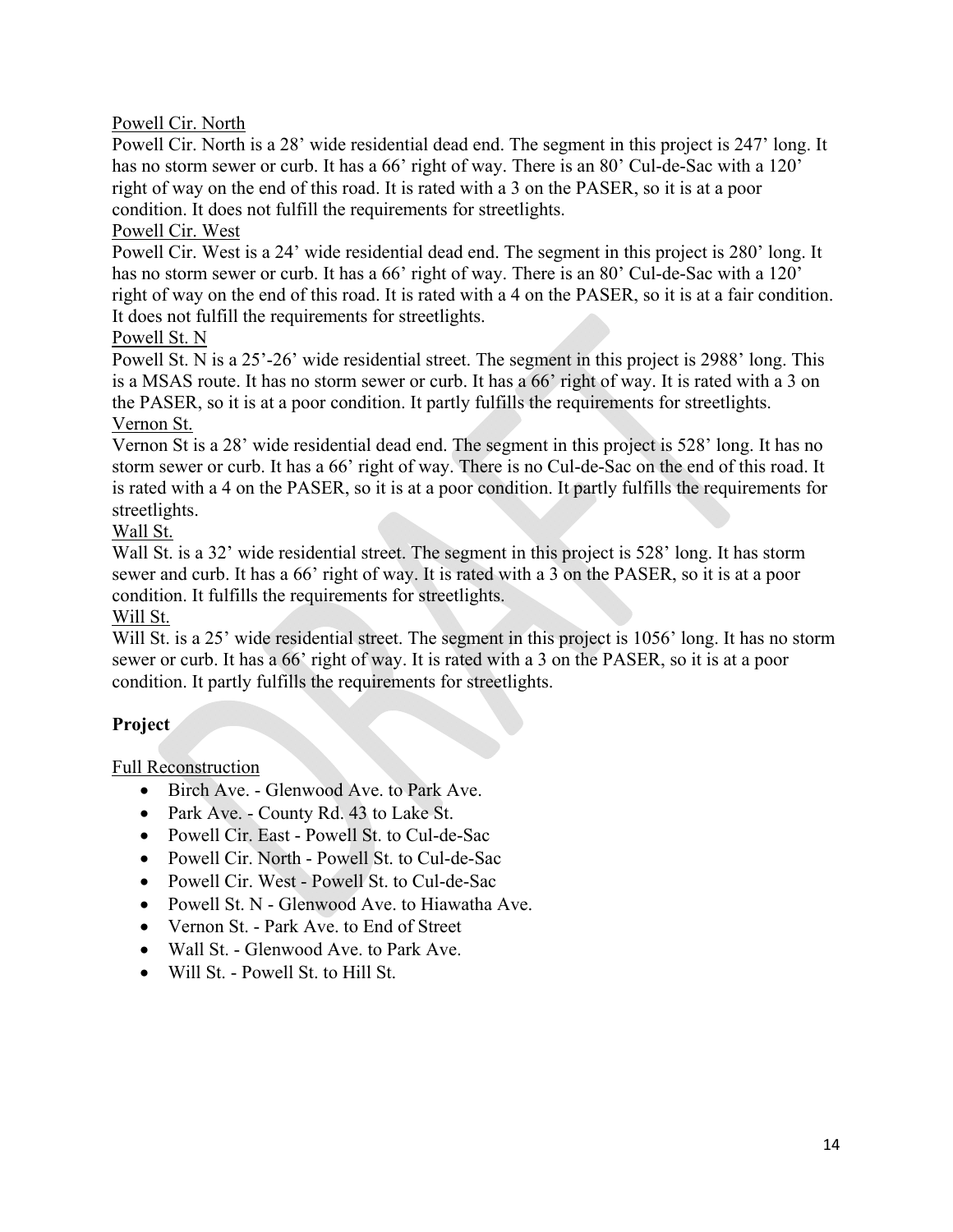Powell Cir. North

Powell Cir. North is a 28' wide residential dead end. The segment in this project is 247' long. It has no storm sewer or curb. It has a 66' right of way. There is an 80' Cul-de-Sac with a 120' right of way on the end of this road. It is rated with a 3 on the PASER, so it is at a poor condition. It does not fulfill the requirements for streetlights.

Powell Cir. West

Powell Cir. West is a 24' wide residential dead end. The segment in this project is 280' long. It has no storm sewer or curb. It has a 66' right of way. There is an 80' Cul-de-Sac with a 120' right of way on the end of this road. It is rated with a 4 on the PASER, so it is at a fair condition. It does not fulfill the requirements for streetlights.

Powell St. N

Powell St. N is a 25'-26' wide residential street. The segment in this project is 2988' long. This is a MSAS route. It has no storm sewer or curb. It has a 66' right of way. It is rated with a 3 on the PASER, so it is at a poor condition. It partly fulfills the requirements for streetlights.

Vernon St.

Vernon St is a 28' wide residential dead end. The segment in this project is 528' long. It has no storm sewer or curb. It has a 66' right of way. There is no Cul-de-Sac on the end of this road. It is rated with a 4 on the PASER, so it is at a poor condition. It partly fulfills the requirements for streetlights.

Wall St.

Wall St. is a 32' wide residential street. The segment in this project is 528' long. It has storm sewer and curb. It has a 66' right of way. It is rated with a 3 on the PASER, so it is at a poor condition. It fulfills the requirements for streetlights.

Will St.

Will St. is a 25' wide residential street. The segment in this project is 1056' long. It has no storm sewer or curb. It has a 66' right of way. It is rated with a 3 on the PASER, so it is at a poor condition. It partly fulfills the requirements for streetlights.

**Project**

Full Reconstruction

- Birch Ave. - Glenwood Ave. to Park Ave.
- Park Ave. - County Rd. 43 to Lake St.
- Powell Cir. East - Powell St. to Cul-de-Sac
- Powell Cir. North - Powell St. to Cul-de-Sac
- Powell Cir. West - Powell St. to Cul-de-Sac
- Powell St. N - Glenwood Ave. to Hiawatha Ave.
- Vernon St. - Park Ave. to End of Street
- Wall St. - Glenwood Ave. to Park Ave.
- Will St. - Powell St. to Hill St.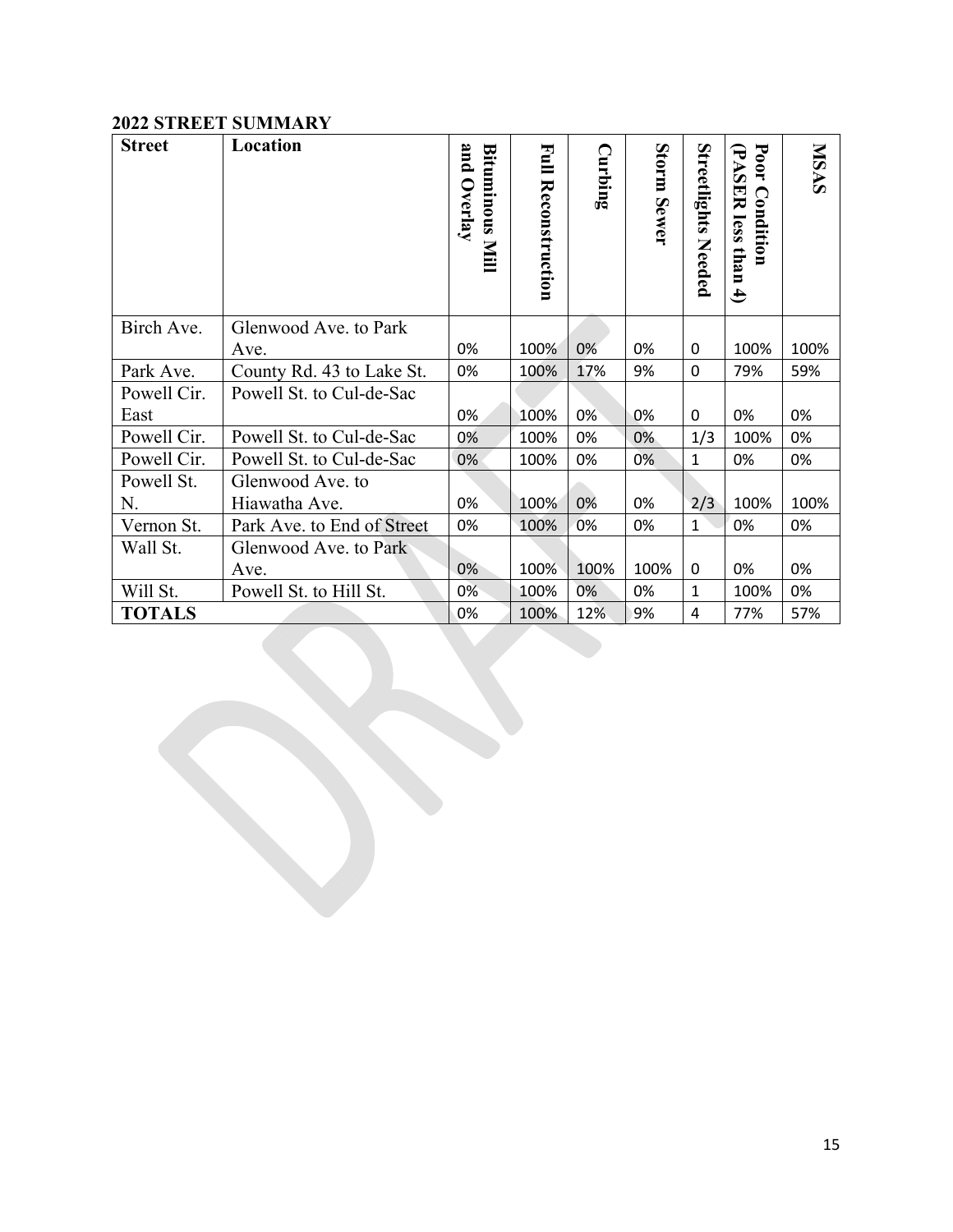**2022 STREET SUMMARY**

| Street | Location | Bituminous Mill and Overlay | Full Reconstruction | Curbing | Storm Sewer | Streetlights Needed | Poor Condition (PASER less than 4) | MSAS |
|---|---|---|---|---|---|---|---|---|
| Birch Ave. | Glenwood Ave. to Park Ave. | 0% | 100% | 0% | 0% | 0 | 100% | 100% |
| Park Ave. | County Rd. 43 to Lake St. | 0% | 100% | 17% | 9% | 0 | 79% | 59% |
| Powell Cir. East | Powell St. to Cul-de-Sac | 0% | 100% | 0% | 0% | 0 | 0% | 0% |
| Powell Cir. | Powell St. to Cul-de-Sac | 0% | 100% | 0% | 0% | 1/3 | 100% | 0% |
| Powell Cir. | Powell St. to Cul-de-Sac | 0% | 100% | 0% | 0% | 1 | 0% | 0% |
| Powell St. N. | Glenwood Ave. to Hiawatha Ave. | 0% | 100% | 0% | 0% | 2/3 | 100% | 100% |
| Vernon St. | Park Ave. to End of Street | 0% | 100% | 0% | 0% | 1 | 0% | 0% |
| Wall St. | Glenwood Ave. to Park Ave. | 0% | 100% | 100% | 100% | 0 | 0% | 0% |
| Will St. | Powell St. to Hill St. | 0% | 100% | 0% | 0% | 1 | 100% | 0% |
| **TOTALS** | | 0% | 100% | 12% | 9% | 4 | 77% | 57% |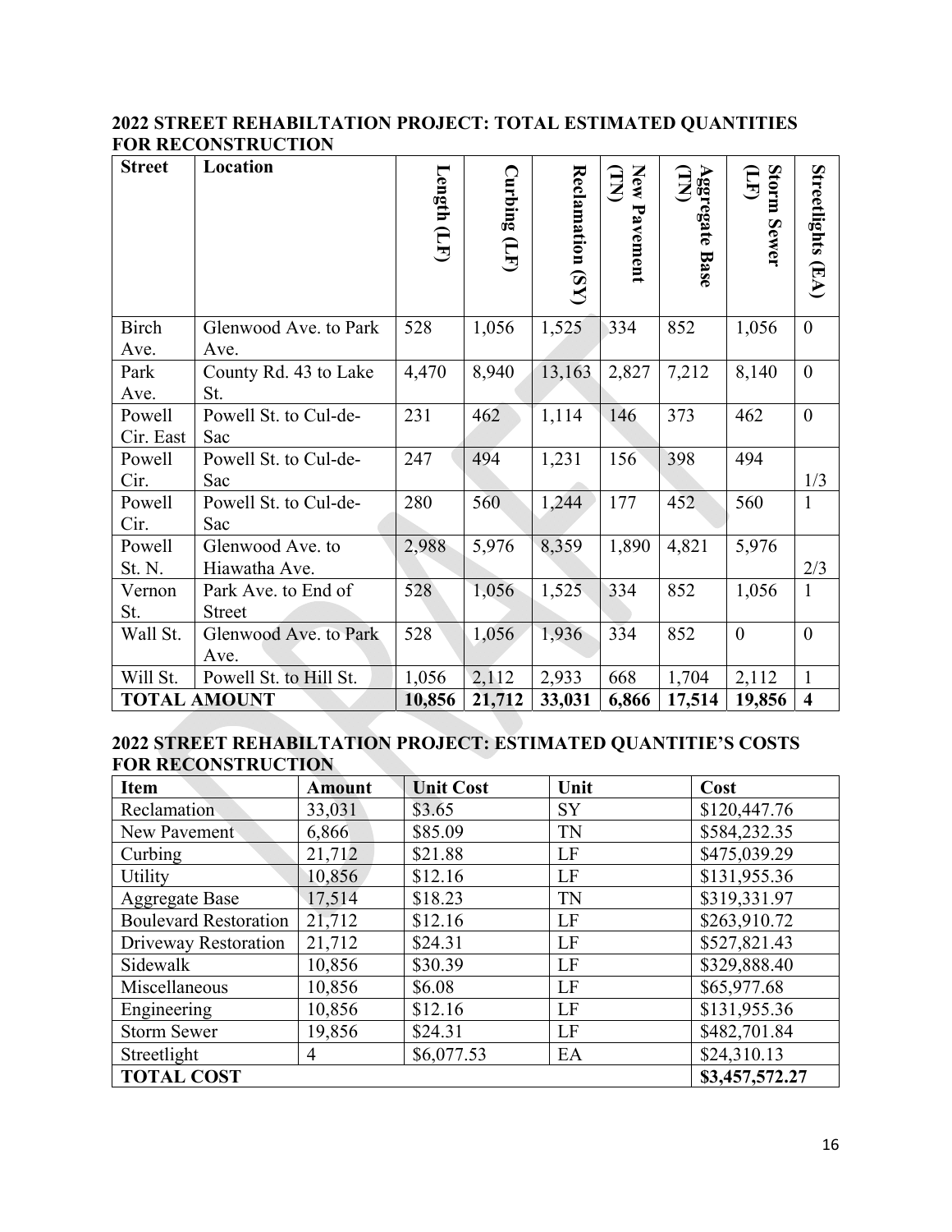## 2022 STREET REHABILTATION PROJECT: TOTAL ESTIMATED QUANTITIES FOR RECONSTRUCTION

| Street | Location | Length (LF) | Curbing (LF) | Reclamation (SY) | New Pavement (TN) | Aggregate Base (TN) | Storm Sewer (LF) | Streetlights (EA) |
|---|---|---|---|---|---|---|---|---|
| Birch Ave. | Glenwood Ave. to Park Ave. | 528 | 1,056 | 1,525 | 334 | 852 | 1,056 | 0 |
| Park Ave. | County Rd. 43 to Lake St. | 4,470 | 8,940 | 13,163 | 2,827 | 7,212 | 8,140 | 0 |
| Powell Cir. East | Powell St. to Cul-de-Sac | 231 | 462 | 1,114 | 146 | 373 | 462 | 0 |
| Powell Cir. | Powell St. to Cul-de-Sac | 247 | 494 | 1,231 | 156 | 398 | 494 | 1/3 |
| Powell Cir. | Powell St. to Cul-de-Sac | 280 | 560 | 1,244 | 177 | 452 | 560 | 1 |
| Powell St. N. | Glenwood Ave. to Hiawatha Ave. | 2,988 | 5,976 | 8,359 | 1,890 | 4,821 | 5,976 | 2/3 |
| Vernon St. | Park Ave. to End of Street | 528 | 1,056 | 1,525 | 334 | 852 | 1,056 | 1 |
| Wall St. | Glenwood Ave. to Park Ave. | 528 | 1,056 | 1,936 | 334 | 852 | 0 | 0 |
| Will St. | Powell St. to Hill St. | 1,056 | 2,112 | 2,933 | 668 | 1,704 | 2,112 | 1 |
| **TOTAL AMOUNT** | | **10,856** | **21,712** | **33,031** | **6,866** | **17,514** | **19,856** | **4** |

## 2022 STREET REHABILTATION PROJECT: ESTIMATED QUANTITIE'S COSTS FOR RECONSTRUCTION

| Item | Amount | Unit Cost | Unit | Cost |
|---|---|---|---|---|
| Reclamation | 33,031 | $3.65 | SY | $120,447.76 |
| New Pavement | 6,866 | $85.09 | TN | $584,232.35 |
| Curbing | 21,712 | $21.88 | LF | $475,039.29 |
| Utility | 10,856 | $12.16 | LF | $131,955.36 |
| Aggregate Base | 17,514 | $18.23 | TN | $319,331.97 |
| Boulevard Restoration | 21,712 | $12.16 | LF | $263,910.72 |
| Driveway Restoration | 21,712 | $24.31 | LF | $527,821.43 |
| Sidewalk | 10,856 | $30.39 | LF | $329,888.40 |
| Miscellaneous | 10,856 | $6.08 | LF | $65,977.68 |
| Engineering | 10,856 | $12.16 | LF | $131,955.36 |
| Storm Sewer | 19,856 | $24.31 | LF | $482,701.84 |
| Streetlight | 4 | $6,077.53 | EA | $24,310.13 |
| **TOTAL COST** | | | | **$3,457,572.27** |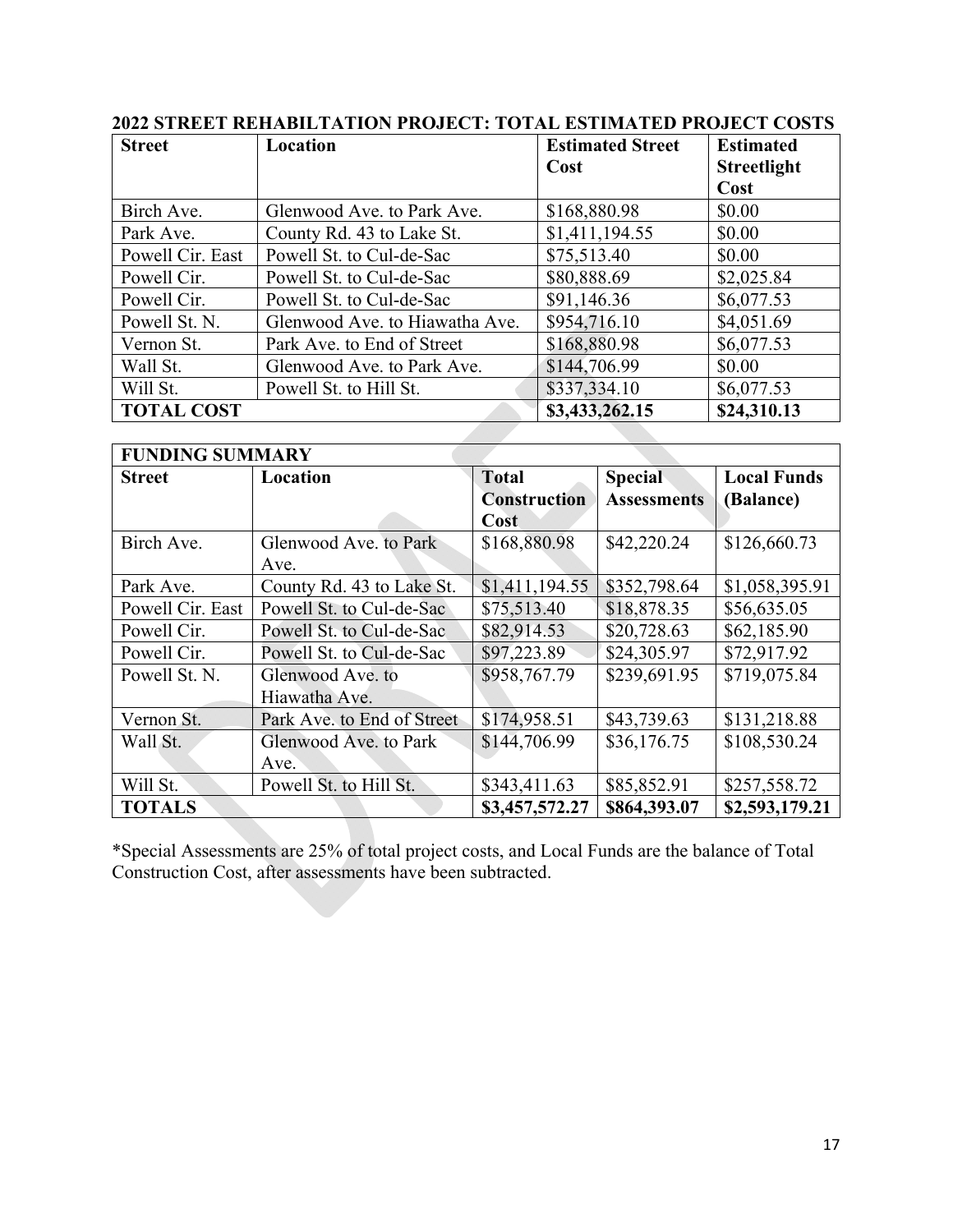**2022 STREET REHABILTATION PROJECT: TOTAL ESTIMATED PROJECT COSTS**

| Street | Location | Estimated Street Cost | Estimated Streetlight Cost |
|---|---|---|---|
| Birch Ave. | Glenwood Ave. to Park Ave. | $168,880.98 | $0.00 |
| Park Ave. | County Rd. 43 to Lake St. | $1,411,194.55 | $0.00 |
| Powell Cir. East | Powell St. to Cul-de-Sac | $75,513.40 | $0.00 |
| Powell Cir. | Powell St. to Cul-de-Sac | $80,888.69 | $2,025.84 |
| Powell Cir. | Powell St. to Cul-de-Sac | $91,146.36 | $6,077.53 |
| Powell St. N. | Glenwood Ave. to Hiawatha Ave. | $954,716.10 | $4,051.69 |
| Vernon St. | Park Ave. to End of Street | $168,880.98 | $6,077.53 |
| Wall St. | Glenwood Ave. to Park Ave. | $144,706.99 | $0.00 |
| Will St. | Powell St. to Hill St. | $337,334.10 | $6,077.53 |
| **TOTAL COST** | | **$3,433,262.15** | **$24,310.13** |

| **FUNDING SUMMARY** | | | | |
|---|---|---|---|---|
| **Street** | **Location** | **Total Construction Cost** | **Special Assessments** | **Local Funds (Balance)** |
| Birch Ave. | Glenwood Ave. to Park Ave. | $168,880.98 | $42,220.24 | $126,660.73 |
| Park Ave. | County Rd. 43 to Lake St. | $1,411,194.55 | $352,798.64 | $1,058,395.91 |
| Powell Cir. East | Powell St. to Cul-de-Sac | $75,513.40 | $18,878.35 | $56,635.05 |
| Powell Cir. | Powell St. to Cul-de-Sac | $82,914.53 | $20,728.63 | $62,185.90 |
| Powell Cir. | Powell St. to Cul-de-Sac | $97,223.89 | $24,305.97 | $72,917.92 |
| Powell St. N. | Glenwood Ave. to Hiawatha Ave. | $958,767.79 | $239,691.95 | $719,075.84 |
| Vernon St. | Park Ave. to End of Street | $174,958.51 | $43,739.63 | $131,218.88 |
| Wall St. | Glenwood Ave. to Park Ave. | $144,706.99 | $36,176.75 | $108,530.24 |
| Will St. | Powell St. to Hill St. | $343,411.63 | $85,852.91 | $257,558.72 |
| **TOTALS** | | **$3,457,572.27** | **$864,393.07** | **$2,593,179.21** |

*Special Assessments are 25% of total project costs, and Local Funds are the balance of Total Construction Cost, after assessments have been subtracted.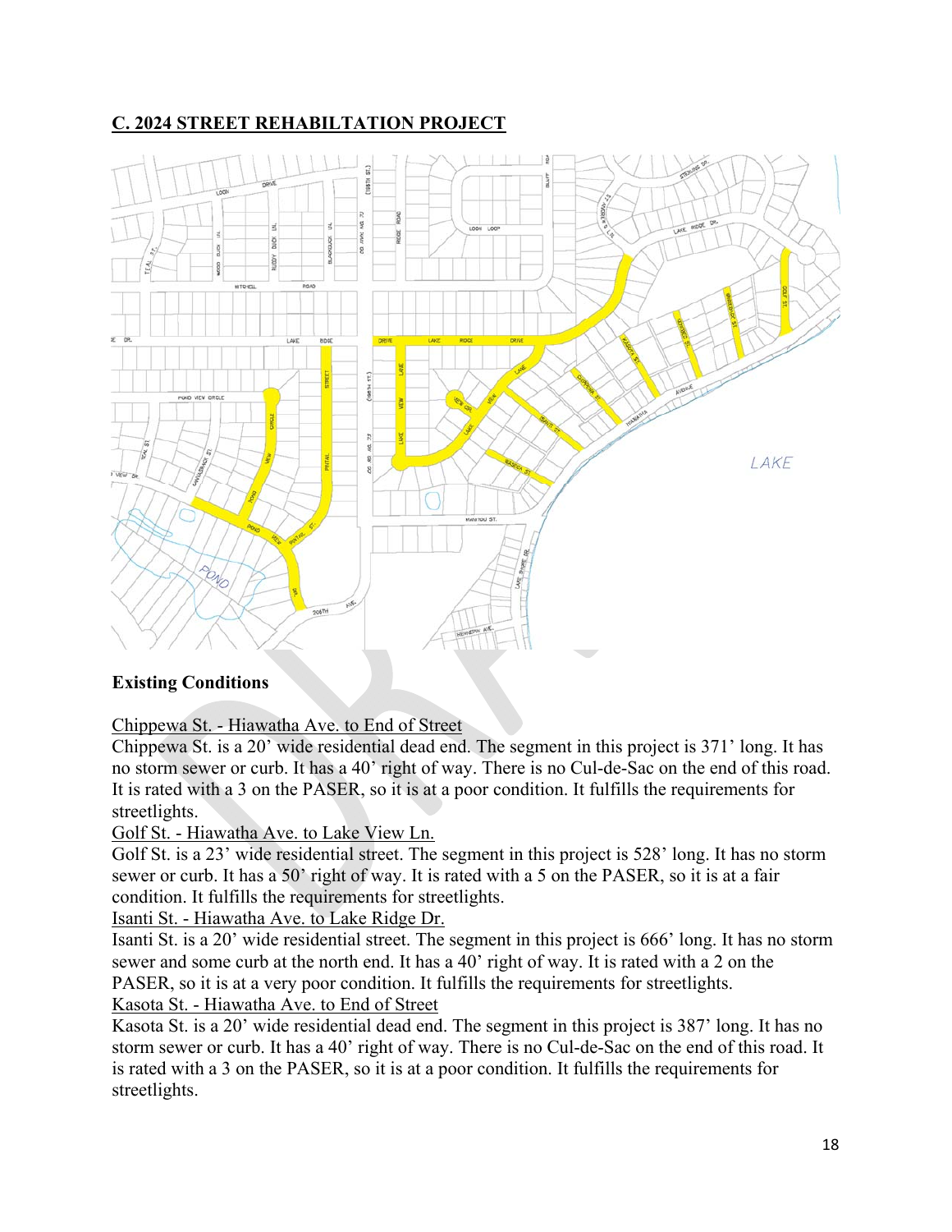## C. 2024 STREET REHABILTATION PROJECT

**Existing Conditions**

<u>Chippewa St. - Hiawatha Ave. to End of Street</u>

Chippewa St. is a 20' wide residential dead end. The segment in this project is 371' long. It has no storm sewer or curb. It has a 40' right of way. There is no Cul-de-Sac on the end of this road. It is rated with a 3 on the PASER, so it is at a poor condition. It fulfills the requirements for streetlights.

<u>Golf St. - Hiawatha Ave. to Lake View Ln.</u>

Golf St. is a 23' wide residential street. The segment in this project is 528' long. It has no storm sewer or curb. It has a 50' right of way. It is rated with a 5 on the PASER, so it is at a fair condition. It fulfills the requirements for streetlights.

<u>Isanti St. - Hiawatha Ave. to Lake Ridge Dr.</u>

Isanti St. is a 20' wide residential street. The segment in this project is 666' long. It has no storm sewer and some curb at the north end. It has a 40' right of way. It is rated with a 2 on the PASER, so it is at a very poor condition. It fulfills the requirements for streetlights.

<u>Kasota St. - Hiawatha Ave. to End of Street</u>

Kasota St. is a 20' wide residential dead end. The segment in this project is 387' long. It has no storm sewer or curb. It has a 40' right of way. There is no Cul-de-Sac on the end of this road. It is rated with a 3 on the PASER, so it is at a poor condition. It fulfills the requirements for streetlights.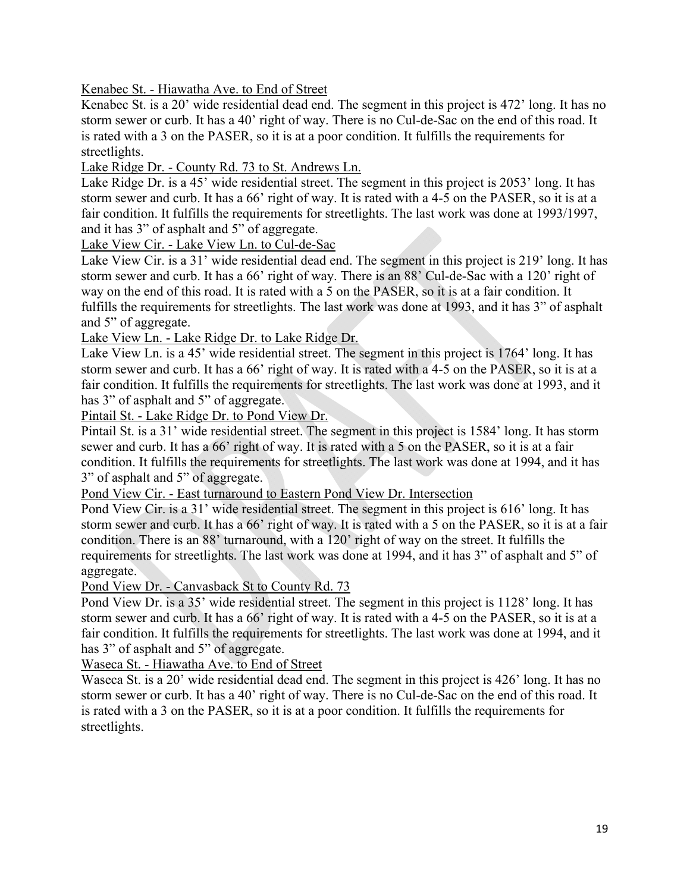<u>Kenabec St. - Hiawatha Ave. to End of Street</u>

Kenabec St. is a 20' wide residential dead end. The segment in this project is 472' long. It has no storm sewer or curb. It has a 40' right of way. There is no Cul-de-Sac on the end of this road. It is rated with a 3 on the PASER, so it is at a poor condition. It fulfills the requirements for streetlights.

<u>Lake Ridge Dr. - County Rd. 73 to St. Andrews Ln.</u>

Lake Ridge Dr. is a 45' wide residential street. The segment in this project is 2053' long. It has storm sewer and curb. It has a 66' right of way. It is rated with a 4-5 on the PASER, so it is at a fair condition. It fulfills the requirements for streetlights. The last work was done at 1993/1997, and it has 3" of asphalt and 5" of aggregate.

<u>Lake View Cir. - Lake View Ln. to Cul-de-Sac</u>

Lake View Cir. is a 31' wide residential dead end. The segment in this project is 219' long. It has storm sewer and curb. It has a 66' right of way. There is an 88' Cul-de-Sac with a 120' right of way on the end of this road. It is rated with a 5 on the PASER, so it is at a fair condition. It fulfills the requirements for streetlights. The last work was done at 1993, and it has 3" of asphalt and 5" of aggregate.

<u>Lake View Ln. - Lake Ridge Dr. to Lake Ridge Dr.</u>

Lake View Ln. is a 45' wide residential street. The segment in this project is 1764' long. It has storm sewer and curb. It has a 66' right of way. It is rated with a 4-5 on the PASER, so it is at a fair condition. It fulfills the requirements for streetlights. The last work was done at 1993, and it has 3" of asphalt and 5" of aggregate.

<u>Pintail St. - Lake Ridge Dr. to Pond View Dr.</u>

Pintail St. is a 31' wide residential street. The segment in this project is 1584' long. It has storm sewer and curb. It has a 66' right of way. It is rated with a 5 on the PASER, so it is at a fair condition. It fulfills the requirements for streetlights. The last work was done at 1994, and it has 3" of asphalt and 5" of aggregate.

<u>Pond View Cir. - East turnaround to Eastern Pond View Dr. Intersection</u>

Pond View Cir. is a 31' wide residential street. The segment in this project is 616' long. It has storm sewer and curb. It has a 66' right of way. It is rated with a 5 on the PASER, so it is at a fair condition. There is an 88' turnaround, with a 120' right of way on the street. It fulfills the requirements for streetlights. The last work was done at 1994, and it has 3" of asphalt and 5" of aggregate.

<u>Pond View Dr. - Canvasback St to County Rd. 73</u>

Pond View Dr. is a 35' wide residential street. The segment in this project is 1128' long. It has storm sewer and curb. It has a 66' right of way. It is rated with a 4-5 on the PASER, so it is at a fair condition. It fulfills the requirements for streetlights. The last work was done at 1994, and it has 3" of asphalt and 5" of aggregate.

<u>Waseca St. - Hiawatha Ave. to End of Street</u>

Waseca St. is a 20' wide residential dead end. The segment in this project is 426' long. It has no storm sewer or curb. It has a 40' right of way. There is no Cul-de-Sac on the end of this road. It is rated with a 3 on the PASER, so it is at a poor condition. It fulfills the requirements for streetlights.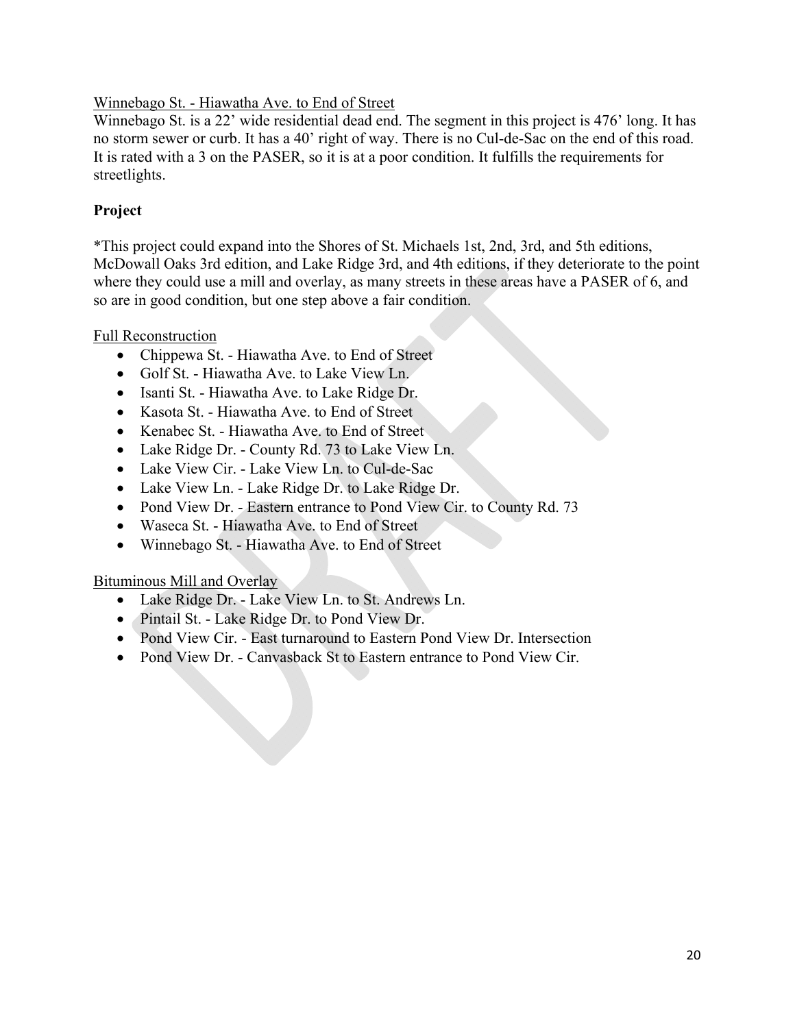Winnebago St. - Hiawatha Ave. to End of Street

Winnebago St. is a 22' wide residential dead end. The segment in this project is 476' long. It has no storm sewer or curb. It has a 40' right of way. There is no Cul-de-Sac on the end of this road. It is rated with a 3 on the PASER, so it is at a poor condition. It fulfills the requirements for streetlights.

**Project**

*This project could expand into the Shores of St. Michaels 1st, 2nd, 3rd, and 5th editions, McDowall Oaks 3rd edition, and Lake Ridge 3rd, and 4th editions, if they deteriorate to the point where they could use a mill and overlay, as many streets in these areas have a PASER of 6, and so are in good condition, but one step above a fair condition.

Full Reconstruction

- Chippewa St. - Hiawatha Ave. to End of Street
- Golf St. - Hiawatha Ave. to Lake View Ln.
- Isanti St. - Hiawatha Ave. to Lake Ridge Dr.
- Kasota St. - Hiawatha Ave. to End of Street
- Kenabec St. - Hiawatha Ave. to End of Street
- Lake Ridge Dr. - County Rd. 73 to Lake View Ln.
- Lake View Cir. - Lake View Ln. to Cul-de-Sac
- Lake View Ln. - Lake Ridge Dr. to Lake Ridge Dr.
- Pond View Dr. - Eastern entrance to Pond View Cir. to County Rd. 73
- Waseca St. - Hiawatha Ave. to End of Street
- Winnebago St. - Hiawatha Ave. to End of Street

Bituminous Mill and Overlay

- Lake Ridge Dr. - Lake View Ln. to St. Andrews Ln.
- Pintail St. - Lake Ridge Dr. to Pond View Dr.
- Pond View Cir. - East turnaround to Eastern Pond View Dr. Intersection
- Pond View Dr. - Canvasback St to Eastern entrance to Pond View Cir.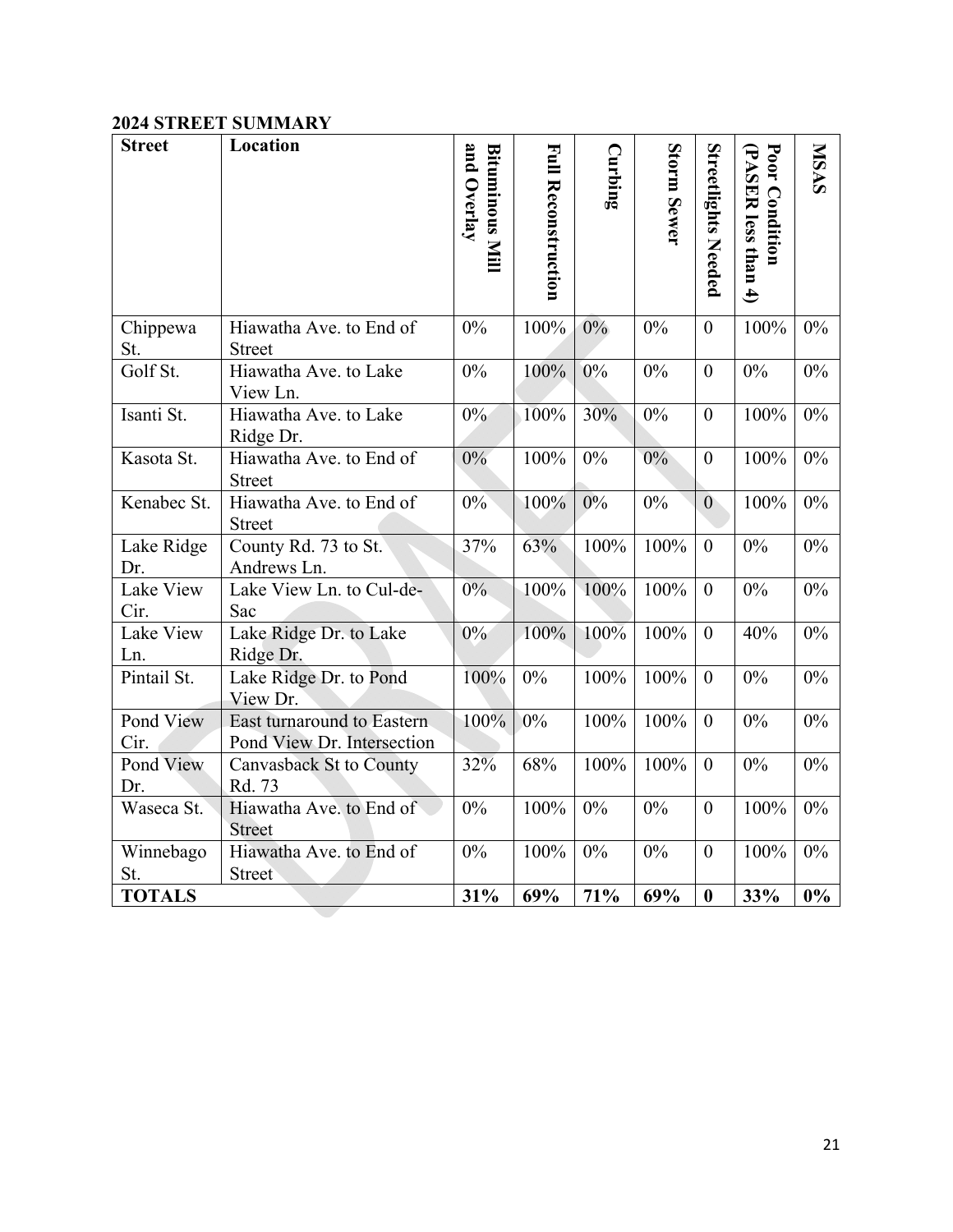**2024 STREET SUMMARY**

| Street | Location | Bituminous Mill and Overlay | Full Reconstruction | Curbing | Storm Sewer | Streetlights Needed | Poor Condition (PASER less than 4) | MSAS |
|---|---|---|---|---|---|---|---|---|
| Chippewa St. | Hiawatha Ave. to End of Street | 0% | 100% | 0% | 0% | 0 | 100% | 0% |
| Golf St. | Hiawatha Ave. to Lake View Ln. | 0% | 100% | 0% | 0% | 0 | 0% | 0% |
| Isanti St. | Hiawatha Ave. to Lake Ridge Dr. | 0% | 100% | 30% | 0% | 0 | 100% | 0% |
| Kasota St. | Hiawatha Ave. to End of Street | 0% | 100% | 0% | 0% | 0 | 100% | 0% |
| Kenabec St. | Hiawatha Ave. to End of Street | 0% | 100% | 0% | 0% | 0 | 100% | 0% |
| Lake Ridge Dr. | County Rd. 73 to St. Andrews Ln. | 37% | 63% | 100% | 100% | 0 | 0% | 0% |
| Lake View Cir. | Lake View Ln. to Cul-de-Sac | 0% | 100% | 100% | 100% | 0 | 0% | 0% |
| Lake View Ln. | Lake Ridge Dr. to Lake Ridge Dr. | 0% | 100% | 100% | 100% | 0 | 40% | 0% |
| Pintail St. | Lake Ridge Dr. to Pond View Dr. | 100% | 0% | 100% | 100% | 0 | 0% | 0% |
| Pond View Cir. | East turnaround to Eastern Pond View Dr. Intersection | 100% | 0% | 100% | 100% | 0 | 0% | 0% |
| Pond View Dr. | Canvasback St to County Rd. 73 | 32% | 68% | 100% | 100% | 0 | 0% | 0% |
| Waseca St. | Hiawatha Ave. to End of Street | 0% | 100% | 0% | 0% | 0 | 100% | 0% |
| Winnebago St. | Hiawatha Ave. to End of Street | 0% | 100% | 0% | 0% | 0 | 100% | 0% |
| **TOTALS** | | **31%** | **69%** | **71%** | **69%** | **0** | **33%** | **0%** |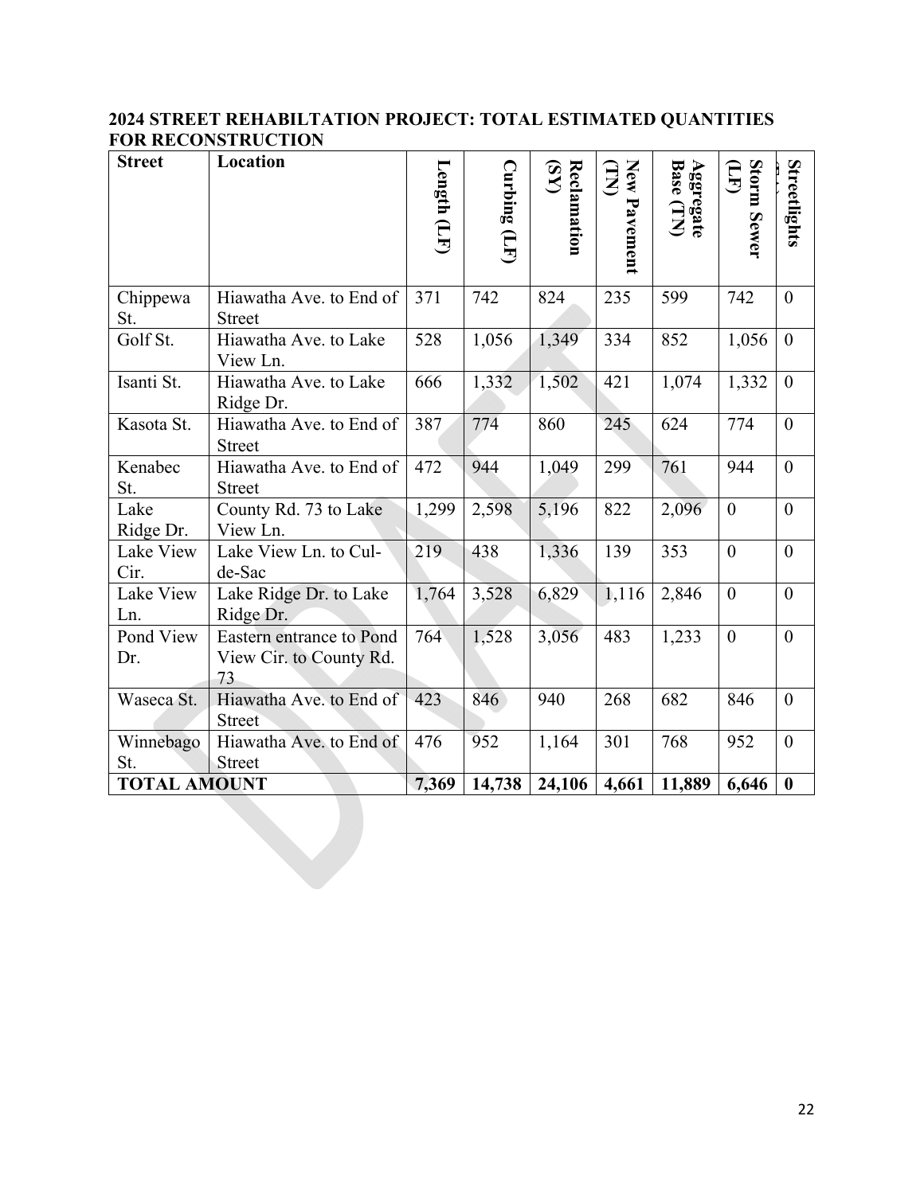**2024 STREET REHABILTATION PROJECT: TOTAL ESTIMATED QUANTITIES FOR RECONSTRUCTION**

| Street | Location | Length (LF) | Curbing (LF) | Reclamation (SY) | New Pavement (TN) | Aggregate Base (TN) | Storm Sewer (LF) | Streetlights (EA) |
|---|---|---|---|---|---|---|---|---|
| Chippewa St. | Hiawatha Ave. to End of Street | 371 | 742 | 824 | 235 | 599 | 742 | 0 |
| Golf St. | Hiawatha Ave. to Lake View Ln. | 528 | 1,056 | 1,349 | 334 | 852 | 1,056 | 0 |
| Isanti St. | Hiawatha Ave. to Lake Ridge Dr. | 666 | 1,332 | 1,502 | 421 | 1,074 | 1,332 | 0 |
| Kasota St. | Hiawatha Ave. to End of Street | 387 | 774 | 860 | 245 | 624 | 774 | 0 |
| Kenabec St. | Hiawatha Ave. to End of Street | 472 | 944 | 1,049 | 299 | 761 | 944 | 0 |
| Lake Ridge Dr. | County Rd. 73 to Lake View Ln. | 1,299 | 2,598 | 5,196 | 822 | 2,096 | 0 | 0 |
| Lake View Cir. | Lake View Ln. to Cul-de-Sac | 219 | 438 | 1,336 | 139 | 353 | 0 | 0 |
| Lake View Ln. | Lake Ridge Dr. to Lake Ridge Dr. | 1,764 | 3,528 | 6,829 | 1,116 | 2,846 | 0 | 0 |
| Pond View Dr. | Eastern entrance to Pond View Cir. to County Rd. 73 | 764 | 1,528 | 3,056 | 483 | 1,233 | 0 | 0 |
| Waseca St. | Hiawatha Ave. to End of Street | 423 | 846 | 940 | 268 | 682 | 846 | 0 |
| Winnebago St. | Hiawatha Ave. to End of Street | 476 | 952 | 1,164 | 301 | 768 | 952 | 0 |
| **TOTAL AMOUNT** | | **7,369** | **14,738** | **24,106** | **4,661** | **11,889** | **6,646** | **0** |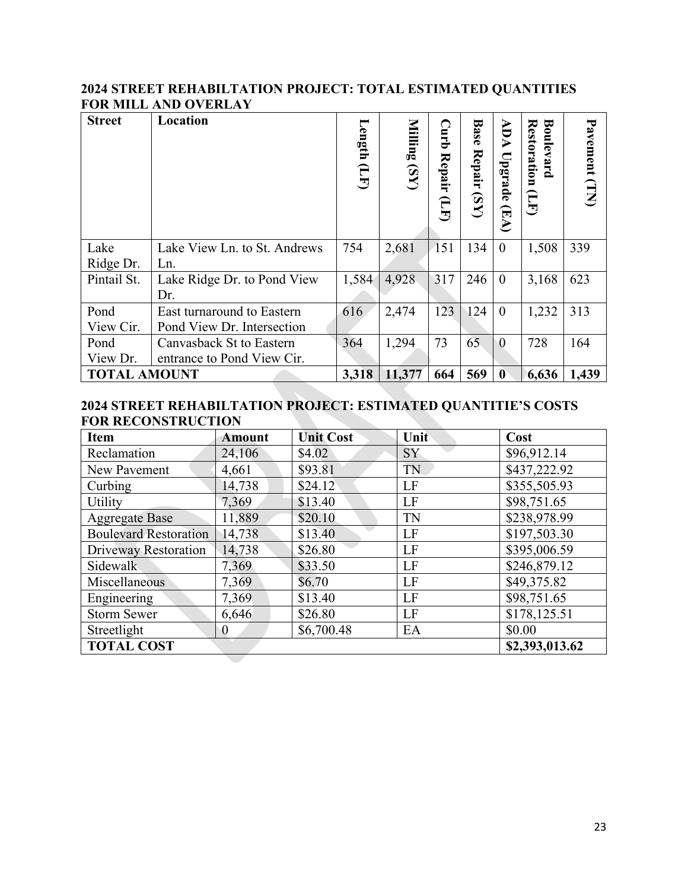### 2024 STREET REHABILTATION PROJECT: TOTAL ESTIMATED QUANTITIES FOR MILL AND OVERLAY

| Street | Location | Length (LF) | Milling (SY) | Curb Repair (LF) | Base Repair (SY) | ADA Upgrade (EA) | Boulevard Restoration (LF) | Pavement (TN) |
|---|---|---|---|---|---|---|---|---|
| Lake Ridge Dr. | Lake View Ln. to St. Andrews Ln. | 754 | 2,681 | 151 | 134 | 0 | 1,508 | 339 |
| Pintail St. | Lake Ridge Dr. to Pond View Dr. | 1,584 | 4,928 | 317 | 246 | 0 | 3,168 | 623 |
| Pond View Cir. | East turnaround to Eastern Pond View Dr. Intersection | 616 | 2,474 | 123 | 124 | 0 | 1,232 | 313 |
| Pond View Dr. | Canvasback St to Eastern entrance to Pond View Cir. | 364 | 1,294 | 73 | 65 | 0 | 728 | 164 |
| **TOTAL AMOUNT** | | **3,318** | **11,377** | **664** | **569** | **0** | **6,636** | **1,439** |

### 2024 STREET REHABILTATION PROJECT: ESTIMATED QUANTITIE'S COSTS FOR RECONSTRUCTION

| Item | Amount | Unit Cost | Unit | Cost |
|---|---|---|---|---|
| Reclamation | 24,106 | $4.02 | SY | $96,912.14 |
| New Pavement | 4,661 | $93.81 | TN | $437,222.92 |
| Curbing | 14,738 | $24.12 | LF | $355,505.93 |
| Utility | 7,369 | $13.40 | LF | $98,751.65 |
| Aggregate Base | 11,889 | $20.10 | TN | $238,978.99 |
| Boulevard Restoration | 14,738 | $13.40 | LF | $197,503.30 |
| Driveway Restoration | 14,738 | $26.80 | LF | $395,006.59 |
| Sidewalk | 7,369 | $33.50 | LF | $246,879.12 |
| Miscellaneous | 7,369 | $6.70 | LF | $49,375.82 |
| Engineering | 7,369 | $13.40 | LF | $98,751.65 |
| Storm Sewer | 6,646 | $26.80 | LF | $178,125.51 |
| Streetlight | 0 | $6,700.48 | EA | $0.00 |
| **TOTAL COST** | | | | **$2,393,013.62** |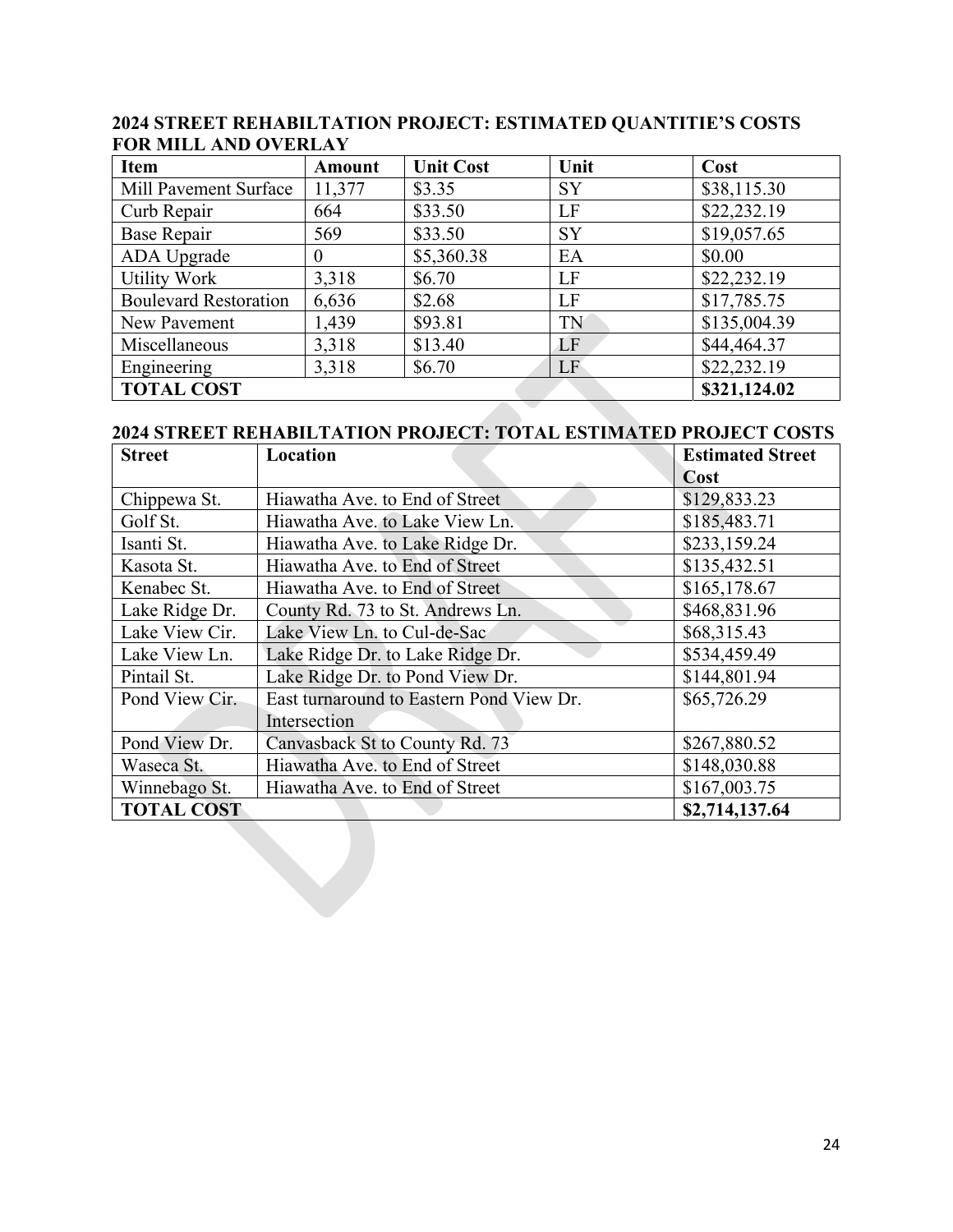**2024 STREET REHABILTATION PROJECT: ESTIMATED QUANTITIE'S COSTS FOR MILL AND OVERLAY**

| Item | Amount | Unit Cost | Unit | Cost |
|---|---|---|---|---|
| Mill Pavement Surface | 11,377 | $3.35 | SY | $38,115.30 |
| Curb Repair | 664 | $33.50 | LF | $22,232.19 |
| Base Repair | 569 | $33.50 | SY | $19,057.65 |
| ADA Upgrade | 0 | $5,360.38 | EA | $0.00 |
| Utility Work | 3,318 | $6.70 | LF | $22,232.19 |
| Boulevard Restoration | 6,636 | $2.68 | LF | $17,785.75 |
| New Pavement | 1,439 | $93.81 | TN | $135,004.39 |
| Miscellaneous | 3,318 | $13.40 | LF | $44,464.37 |
| Engineering | 3,318 | $6.70 | LF | $22,232.19 |
| **TOTAL COST** | | | | **$321,124.02** |

**2024 STREET REHABILTATION PROJECT: TOTAL ESTIMATED PROJECT COSTS**

| Street | Location | Estimated Street Cost |
|---|---|---|
| Chippewa St. | Hiawatha Ave. to End of Street | $129,833.23 |
| Golf St. | Hiawatha Ave. to Lake View Ln. | $185,483.71 |
| Isanti St. | Hiawatha Ave. to Lake Ridge Dr. | $233,159.24 |
| Kasota St. | Hiawatha Ave. to End of Street | $135,432.51 |
| Kenabec St. | Hiawatha Ave. to End of Street | $165,178.67 |
| Lake Ridge Dr. | County Rd. 73 to St. Andrews Ln. | $468,831.96 |
| Lake View Cir. | Lake View Ln. to Cul-de-Sac | $68,315.43 |
| Lake View Ln. | Lake Ridge Dr. to Lake Ridge Dr. | $534,459.49 |
| Pintail St. | Lake Ridge Dr. to Pond View Dr. | $144,801.94 |
| Pond View Cir. | East turnaround to Eastern Pond View Dr. Intersection | $65,726.29 |
| Pond View Dr. | Canvasback St to County Rd. 73 | $267,880.52 |
| Waseca St. | Hiawatha Ave. to End of Street | $148,030.88 |
| Winnebago St. | Hiawatha Ave. to End of Street | $167,003.75 |
| **TOTAL COST** | | **$2,714,137.64** |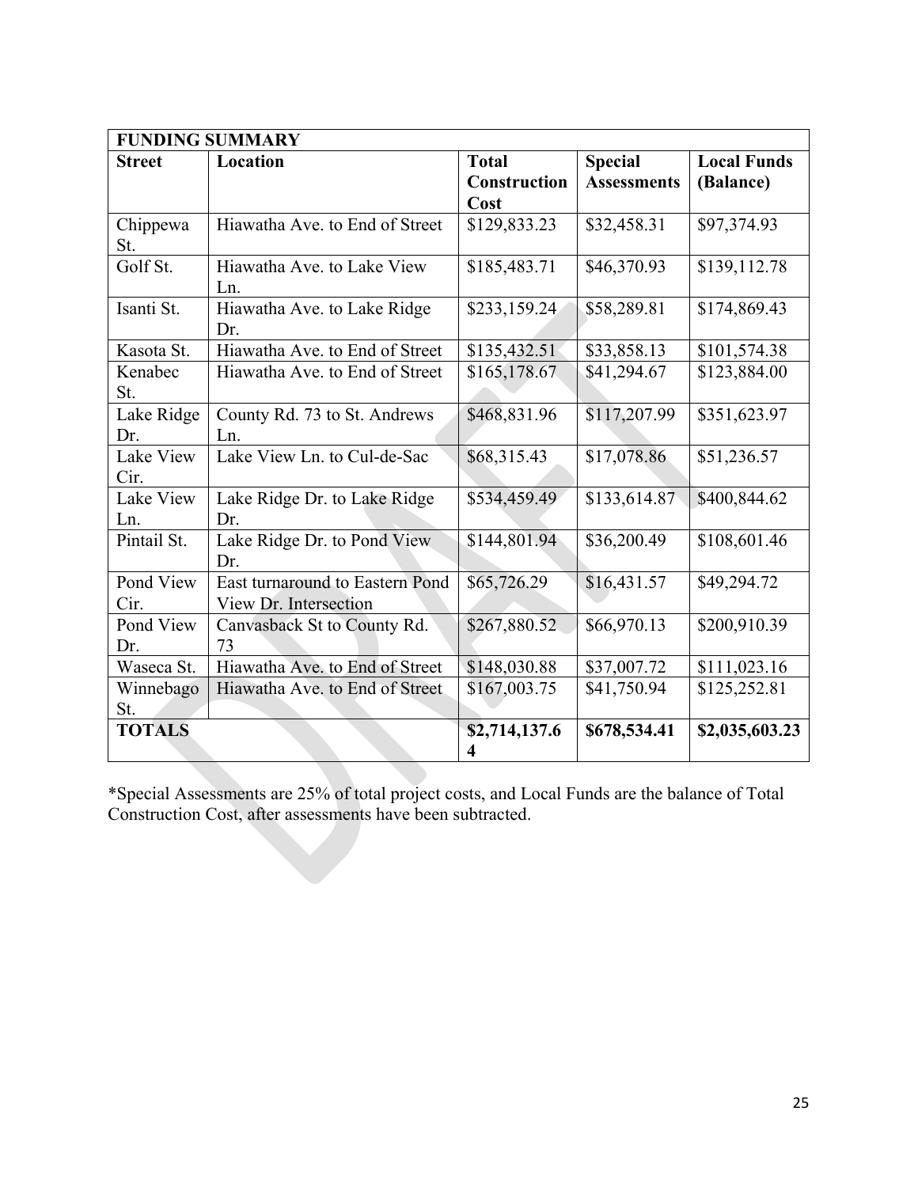| FUNDING SUMMARY | | | | |
|---|---|---|---|---|
| **Street** | **Location** | **Total Construction Cost** | **Special Assessments** | **Local Funds (Balance)** |
| Chippewa St. | Hiawatha Ave. to End of Street | $129,833.23 | $32,458.31 | $97,374.93 |
| Golf St. | Hiawatha Ave. to Lake View Ln. | $185,483.71 | $46,370.93 | $139,112.78 |
| Isanti St. | Hiawatha Ave. to Lake Ridge Dr. | $233,159.24 | $58,289.81 | $174,869.43 |
| Kasota St. | Hiawatha Ave. to End of Street | $135,432.51 | $33,858.13 | $101,574.38 |
| Kenabec St. | Hiawatha Ave. to End of Street | $165,178.67 | $41,294.67 | $123,884.00 |
| Lake Ridge Dr. | County Rd. 73 to St. Andrews Ln. | $468,831.96 | $117,207.99 | $351,623.97 |
| Lake View Cir. | Lake View Ln. to Cul-de-Sac | $68,315.43 | $17,078.86 | $51,236.57 |
| Lake View Ln. | Lake Ridge Dr. to Lake Ridge Dr. | $534,459.49 | $133,614.87 | $400,844.62 |
| Pintail St. | Lake Ridge Dr. to Pond View Dr. | $144,801.94 | $36,200.49 | $108,601.46 |
| Pond View Cir. | East turnaround to Eastern Pond View Dr. Intersection | $65,726.29 | $16,431.57 | $49,294.72 |
| Pond View Dr. | Canvasback St to County Rd. 73 | $267,880.52 | $66,970.13 | $200,910.39 |
| Waseca St. | Hiawatha Ave. to End of Street | $148,030.88 | $37,007.72 | $111,023.16 |
| Winnebago St. | Hiawatha Ave. to End of Street | $167,003.75 | $41,750.94 | $125,252.81 |
| **TOTALS** | | **$2,714,137.64** | **$678,534.41** | **$2,035,603.23** |

*Special Assessments are 25% of total project costs, and Local Funds are the balance of Total Construction Cost, after assessments have been subtracted.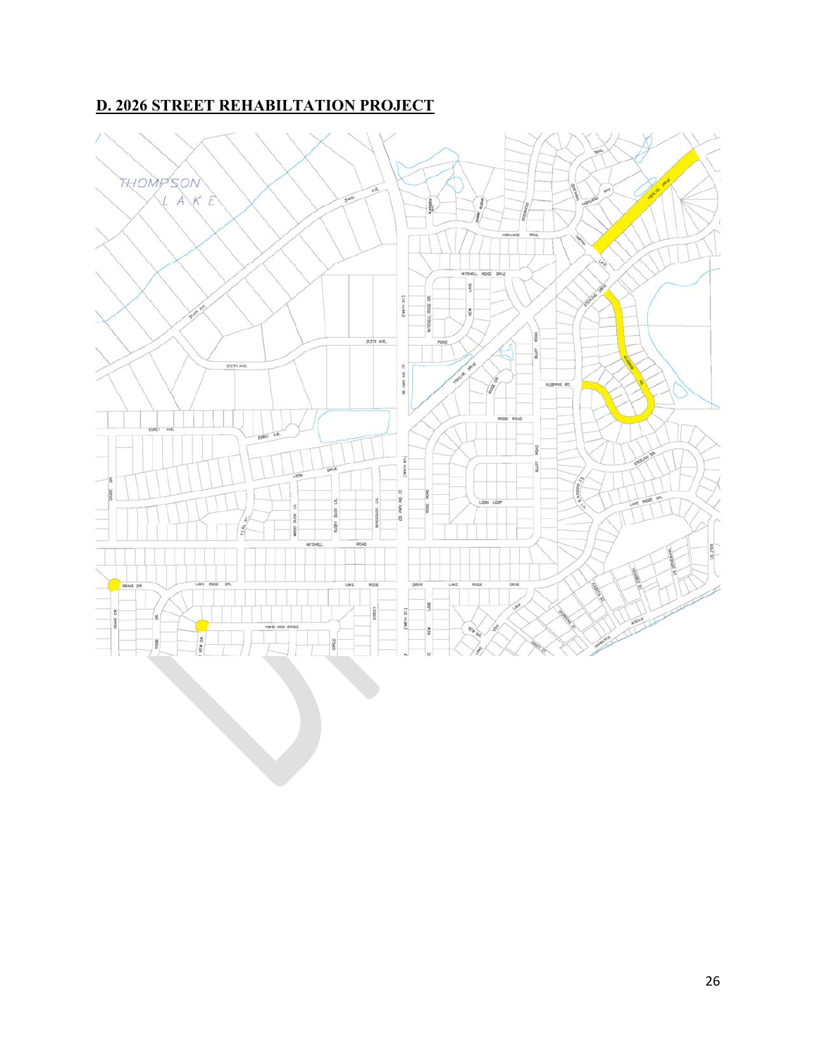## D. 2026 STREET REHABILTATION PROJECT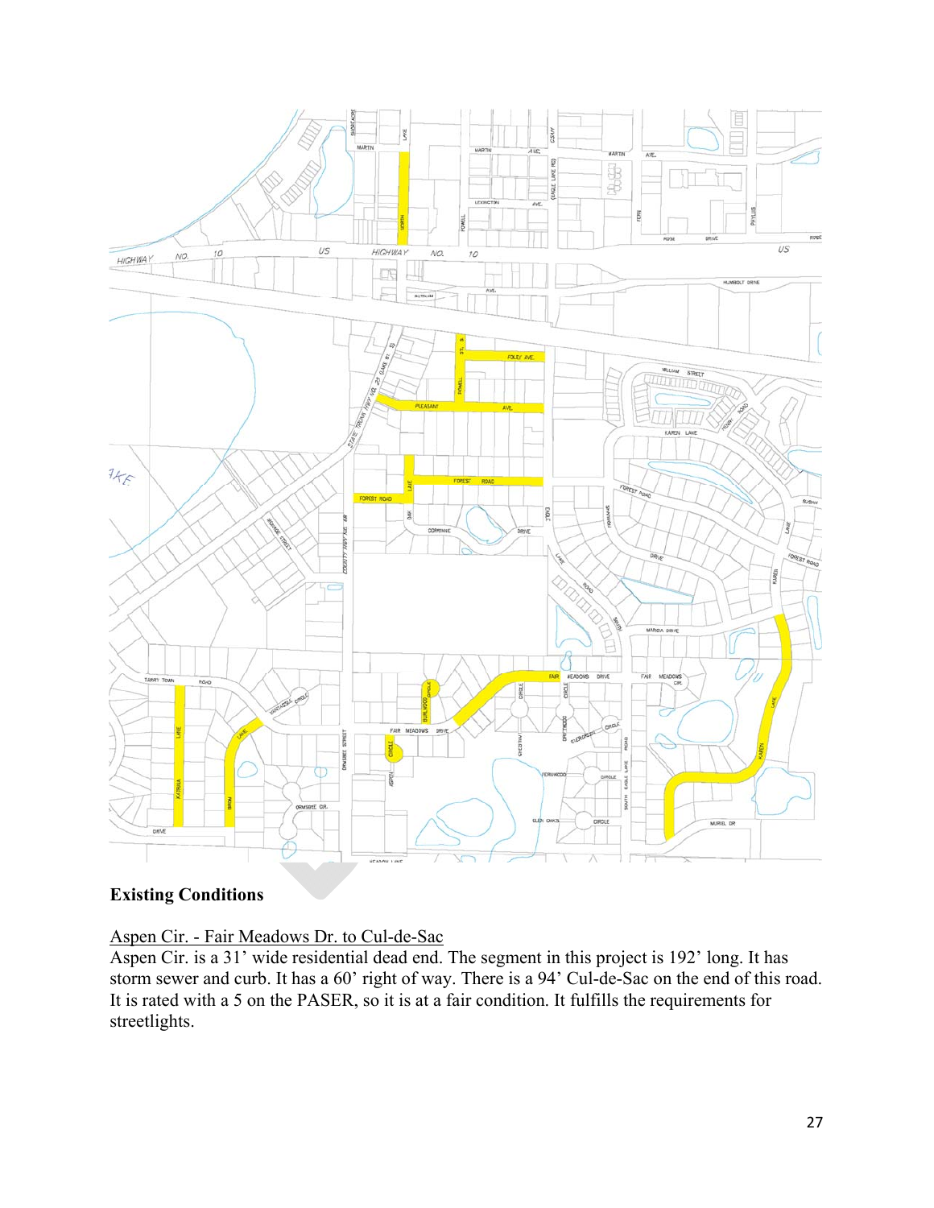**Existing Conditions**

Aspen Cir. - Fair Meadows Dr. to Cul-de-Sac

Aspen Cir. is a 31' wide residential dead end. The segment in this project is 192' long. It has storm sewer and curb. It has a 60' right of way. There is a 94' Cul-de-Sac on the end of this road. It is rated with a 5 on the PASER, so it is at a fair condition. It fulfills the requirements for streetlights.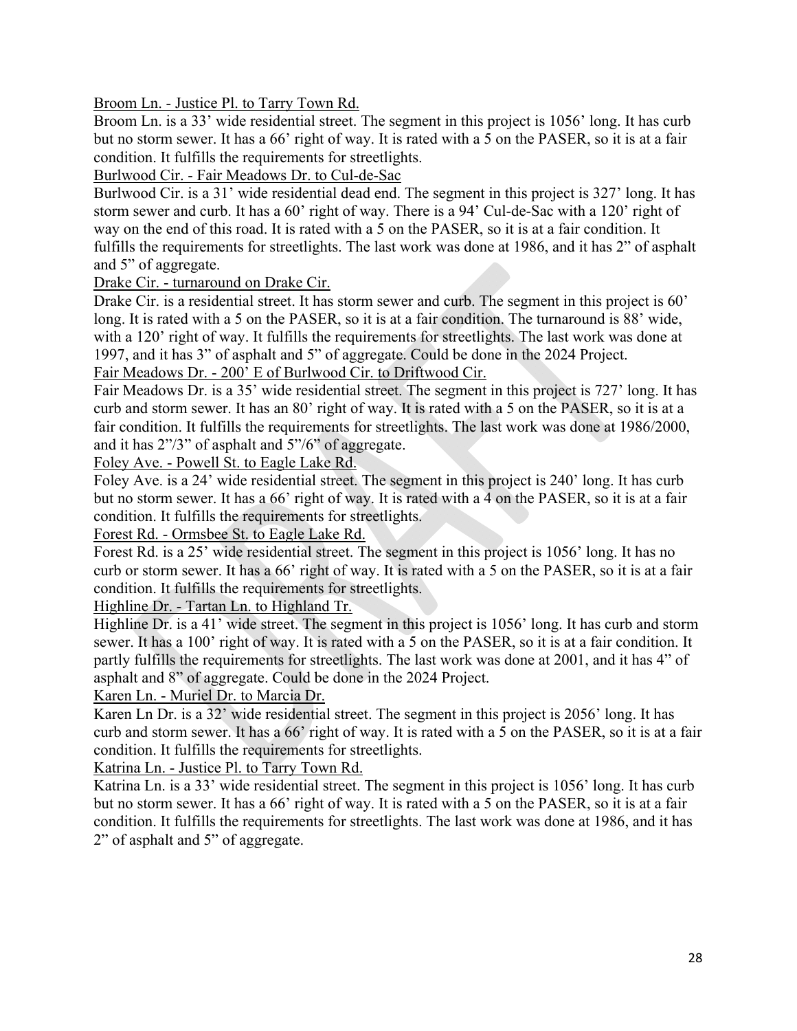<u>Broom Ln. - Justice Pl. to Tarry Town Rd.</u>

Broom Ln. is a 33' wide residential street. The segment in this project is 1056' long. It has curb but no storm sewer. It has a 66' right of way. It is rated with a 5 on the PASER, so it is at a fair condition. It fulfills the requirements for streetlights.

<u>Burlwood Cir. - Fair Meadows Dr. to Cul-de-Sac</u>

Burlwood Cir. is a 31' wide residential dead end. The segment in this project is 327' long. It has storm sewer and curb. It has a 60' right of way. There is a 94' Cul-de-Sac with a 120' right of way on the end of this road. It is rated with a 5 on the PASER, so it is at a fair condition. It fulfills the requirements for streetlights. The last work was done at 1986, and it has 2" of asphalt and 5" of aggregate.

<u>Drake Cir. - turnaround on Drake Cir.</u>

Drake Cir. is a residential street. It has storm sewer and curb. The segment in this project is 60' long. It is rated with a 5 on the PASER, so it is at a fair condition. The turnaround is 88' wide, with a 120' right of way. It fulfills the requirements for streetlights. The last work was done at 1997, and it has 3" of asphalt and 5" of aggregate. Could be done in the 2024 Project.

<u>Fair Meadows Dr. - 200' E of Burlwood Cir. to Driftwood Cir.</u>

Fair Meadows Dr. is a 35' wide residential street. The segment in this project is 727' long. It has curb and storm sewer. It has an 80' right of way. It is rated with a 5 on the PASER, so it is at a fair condition. It fulfills the requirements for streetlights. The last work was done at 1986/2000, and it has 2"/3" of asphalt and 5"/6" of aggregate.

<u>Foley Ave. - Powell St. to Eagle Lake Rd.</u>

Foley Ave. is a 24' wide residential street. The segment in this project is 240' long. It has curb but no storm sewer. It has a 66' right of way. It is rated with a 4 on the PASER, so it is at a fair condition. It fulfills the requirements for streetlights.

<u>Forest Rd. - Ormsbee St. to Eagle Lake Rd.</u>

Forest Rd. is a 25' wide residential street. The segment in this project is 1056' long. It has no curb or storm sewer. It has a 66' right of way. It is rated with a 5 on the PASER, so it is at a fair condition. It fulfills the requirements for streetlights.

<u>Highline Dr. - Tartan Ln. to Highland Tr.</u>

Highline Dr. is a 41' wide street. The segment in this project is 1056' long. It has curb and storm sewer. It has a 100' right of way. It is rated with a 5 on the PASER, so it is at a fair condition. It partly fulfills the requirements for streetlights. The last work was done at 2001, and it has 4" of asphalt and 8" of aggregate. Could be done in the 2024 Project.

<u>Karen Ln. - Muriel Dr. to Marcia Dr.</u>

Karen Ln Dr. is a 32' wide residential street. The segment in this project is 2056' long. It has curb and storm sewer. It has a 66' right of way. It is rated with a 5 on the PASER, so it is at a fair condition. It fulfills the requirements for streetlights.

<u>Katrina Ln. - Justice Pl. to Tarry Town Rd.</u>

Katrina Ln. is a 33' wide residential street. The segment in this project is 1056' long. It has curb but no storm sewer. It has a 66' right of way. It is rated with a 5 on the PASER, so it is at a fair condition. It fulfills the requirements for streetlights. The last work was done at 1986, and it has 2" of asphalt and 5" of aggregate.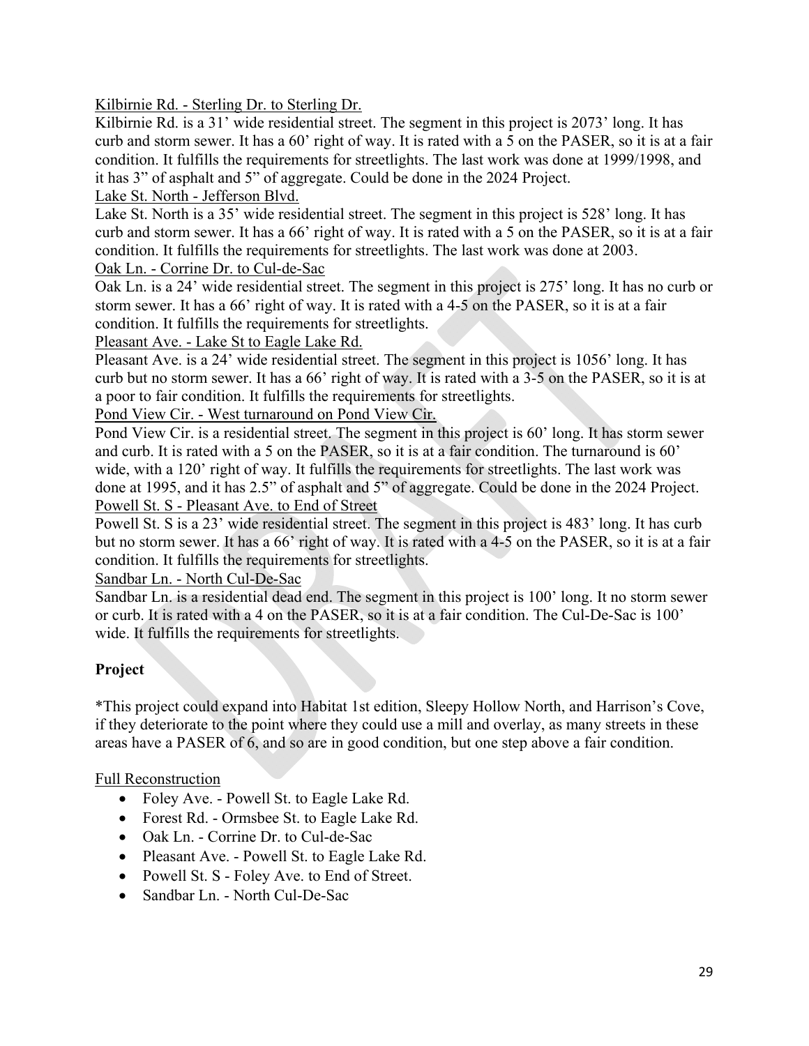<u>Kilbirnie Rd. - Sterling Dr. to Sterling Dr.</u>

Kilbirnie Rd. is a 31’ wide residential street. The segment in this project is 2073’ long. It has curb and storm sewer. It has a 60’ right of way. It is rated with a 5 on the PASER, so it is at a fair condition. It fulfills the requirements for streetlights. The last work was done at 1999/1998, and it has 3” of asphalt and 5” of aggregate. Could be done in the 2024 Project.

<u>Lake St. North - Jefferson Blvd.</u>

Lake St. North is a 35’ wide residential street. The segment in this project is 528’ long. It has curb and storm sewer. It has a 66’ right of way. It is rated with a 5 on the PASER, so it is at a fair condition. It fulfills the requirements for streetlights. The last work was done at 2003.

<u>Oak Ln. - Corrine Dr. to Cul-de-Sac</u>

Oak Ln. is a 24’ wide residential street. The segment in this project is 275’ long. It has no curb or storm sewer. It has a 66’ right of way. It is rated with a 4-5 on the PASER, so it is at a fair condition. It fulfills the requirements for streetlights.

<u>Pleasant Ave. - Lake St to Eagle Lake Rd.</u>

Pleasant Ave. is a 24’ wide residential street. The segment in this project is 1056’ long. It has curb but no storm sewer. It has a 66’ right of way. It is rated with a 3-5 on the PASER, so it is at a poor to fair condition. It fulfills the requirements for streetlights.

<u>Pond View Cir. - West turnaround on Pond View Cir.</u>

Pond View Cir. is a residential street. The segment in this project is 60’ long. It has storm sewer and curb. It is rated with a 5 on the PASER, so it is at a fair condition. The turnaround is 60’ wide, with a 120’ right of way. It fulfills the requirements for streetlights. The last work was done at 1995, and it has 2.5” of asphalt and 5” of aggregate. Could be done in the 2024 Project.

<u>Powell St. S - Pleasant Ave. to End of Street</u>

Powell St. S is a 23’ wide residential street. The segment in this project is 483’ long. It has curb but no storm sewer. It has a 66’ right of way. It is rated with a 4-5 on the PASER, so it is at a fair condition. It fulfills the requirements for streetlights.

<u>Sandbar Ln. - North Cul-De-Sac</u>

Sandbar Ln. is a residential dead end. The segment in this project is 100’ long. It no storm sewer or curb. It is rated with a 4 on the PASER, so it is at a fair condition. The Cul-De-Sac is 100’ wide. It fulfills the requirements for streetlights.

**Project**

*This project could expand into Habitat 1st edition, Sleepy Hollow North, and Harrison’s Cove, if they deteriorate to the point where they could use a mill and overlay, as many streets in these areas have a PASER of 6, and so are in good condition, but one step above a fair condition.

<u>Full Reconstruction</u>

- Foley Ave. - Powell St. to Eagle Lake Rd.
- Forest Rd. - Ormsbee St. to Eagle Lake Rd.
- Oak Ln. - Corrine Dr. to Cul-de-Sac
- Pleasant Ave. - Powell St. to Eagle Lake Rd.
- Powell St. S - Foley Ave. to End of Street.
- Sandbar Ln. - North Cul-De-Sac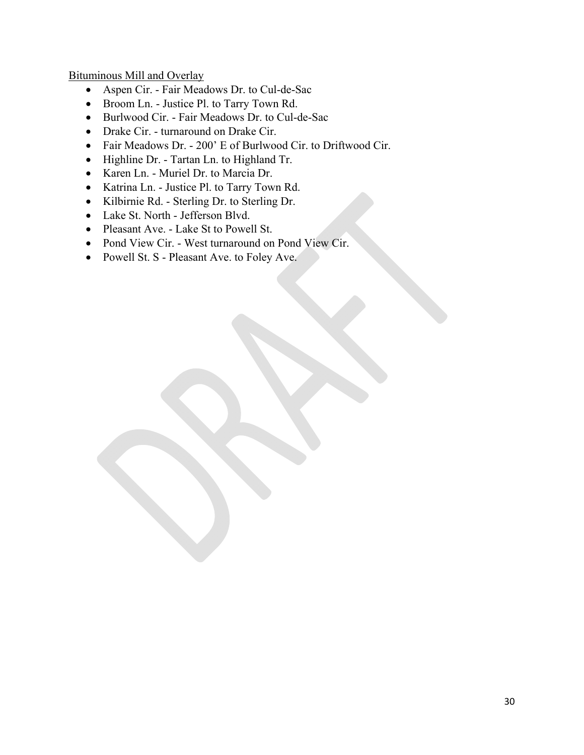Bituminous Mill and Overlay

- Aspen Cir. - Fair Meadows Dr. to Cul-de-Sac
- Broom Ln. - Justice Pl. to Tarry Town Rd.
- Burlwood Cir. - Fair Meadows Dr. to Cul-de-Sac
- Drake Cir. - turnaround on Drake Cir.
- Fair Meadows Dr. - 200’ E of Burlwood Cir. to Driftwood Cir.
- Highline Dr. - Tartan Ln. to Highland Tr.
- Karen Ln. - Muriel Dr. to Marcia Dr.
- Katrina Ln. - Justice Pl. to Tarry Town Rd.
- Kilbirnie Rd. - Sterling Dr. to Sterling Dr.
- Lake St. North - Jefferson Blvd.
- Pleasant Ave. - Lake St to Powell St.
- Pond View Cir. - West turnaround on Pond View Cir.
- Powell St. S - Pleasant Ave. to Foley Ave.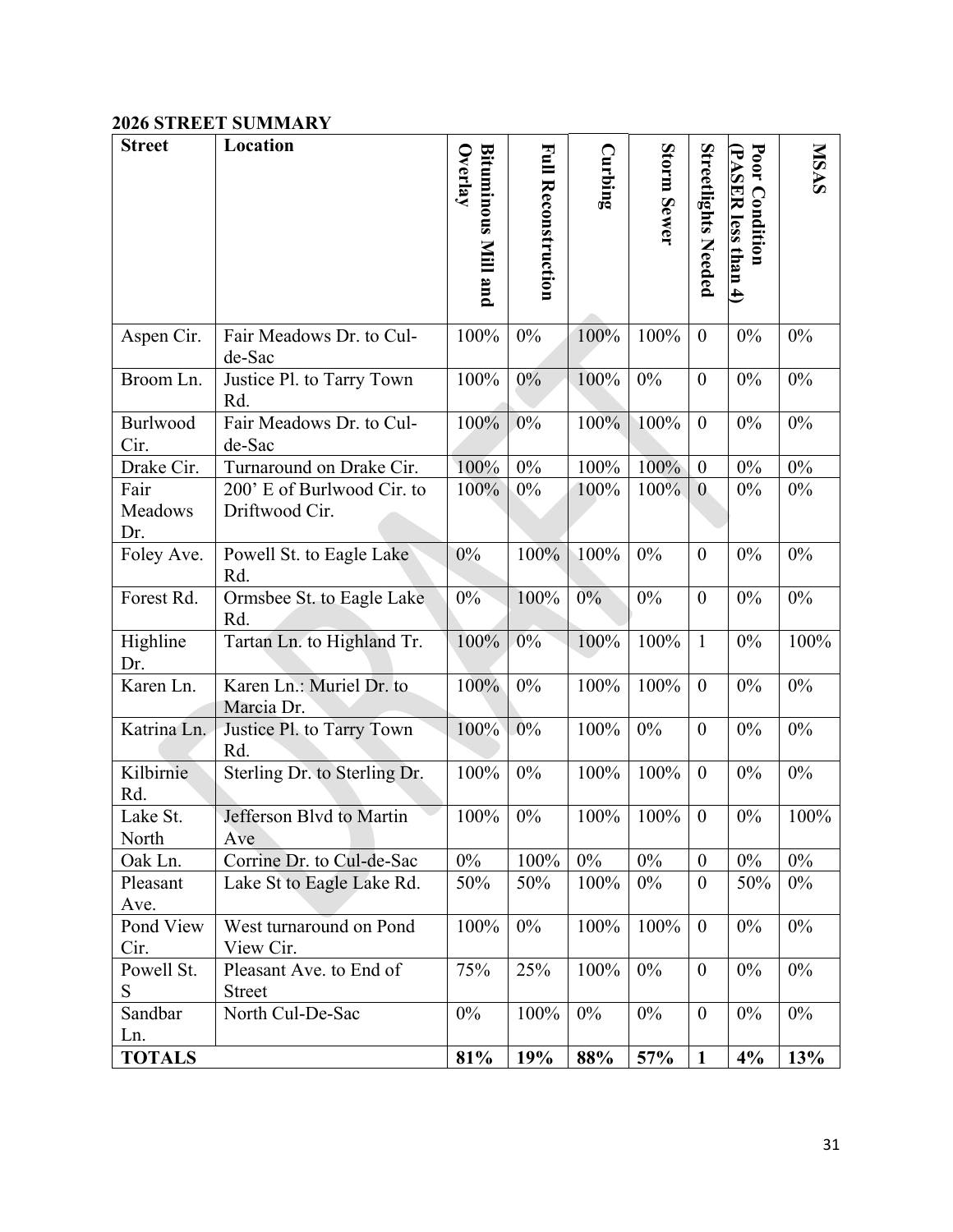**2026 STREET SUMMARY**

| Street | Location | Bituminous Mill and Overlay | Full Reconstruction | Curbing | Storm Sewer | Streetlights Needed | Poor Condition (PASER less than 4) | MSAS |
|---|---|---|---|---|---|---|---|---|
| Aspen Cir. | Fair Meadows Dr. to Cul-de-Sac | 100% | 0% | 100% | 100% | 0 | 0% | 0% |
| Broom Ln. | Justice Pl. to Tarry Town Rd. | 100% | 0% | 100% | 0% | 0 | 0% | 0% |
| Burlwood Cir. | Fair Meadows Dr. to Cul-de-Sac | 100% | 0% | 100% | 100% | 0 | 0% | 0% |
| Drake Cir. | Turnaround on Drake Cir. | 100% | 0% | 100% | 100% | 0 | 0% | 0% |
| Fair Meadows Dr. | 200' E of Burlwood Cir. to Driftwood Cir. | 100% | 0% | 100% | 100% | 0 | 0% | 0% |
| Foley Ave. | Powell St. to Eagle Lake Rd. | 0% | 100% | 100% | 0% | 0 | 0% | 0% |
| Forest Rd. | Ormsbee St. to Eagle Lake Rd. | 0% | 100% | 0% | 0% | 0 | 0% | 0% |
| Highline Dr. | Tartan Ln. to Highland Tr. | 100% | 0% | 100% | 100% | 1 | 0% | 100% |
| Karen Ln. | Karen Ln.: Muriel Dr. to Marcia Dr. | 100% | 0% | 100% | 100% | 0 | 0% | 0% |
| Katrina Ln. | Justice Pl. to Tarry Town Rd. | 100% | 0% | 100% | 0% | 0 | 0% | 0% |
| Kilbirnie Rd. | Sterling Dr. to Sterling Dr. | 100% | 0% | 100% | 100% | 0 | 0% | 0% |
| Lake St. North | Jefferson Blvd to Martin Ave | 100% | 0% | 100% | 100% | 0 | 0% | 100% |
| Oak Ln. | Corrine Dr. to Cul-de-Sac | 0% | 100% | 0% | 0% | 0 | 0% | 0% |
| Pleasant Ave. | Lake St to Eagle Lake Rd. | 50% | 50% | 100% | 0% | 0 | 50% | 0% |
| Pond View Cir. | West turnaround on Pond View Cir. | 100% | 0% | 100% | 100% | 0 | 0% | 0% |
| Powell St. S | Pleasant Ave. to End of Street | 75% | 25% | 100% | 0% | 0 | 0% | 0% |
| Sandbar Ln. | North Cul-De-Sac | 0% | 100% | 0% | 0% | 0 | 0% | 0% |
| **TOTALS** | | **81%** | **19%** | **88%** | **57%** | **1** | **4%** | **13%** |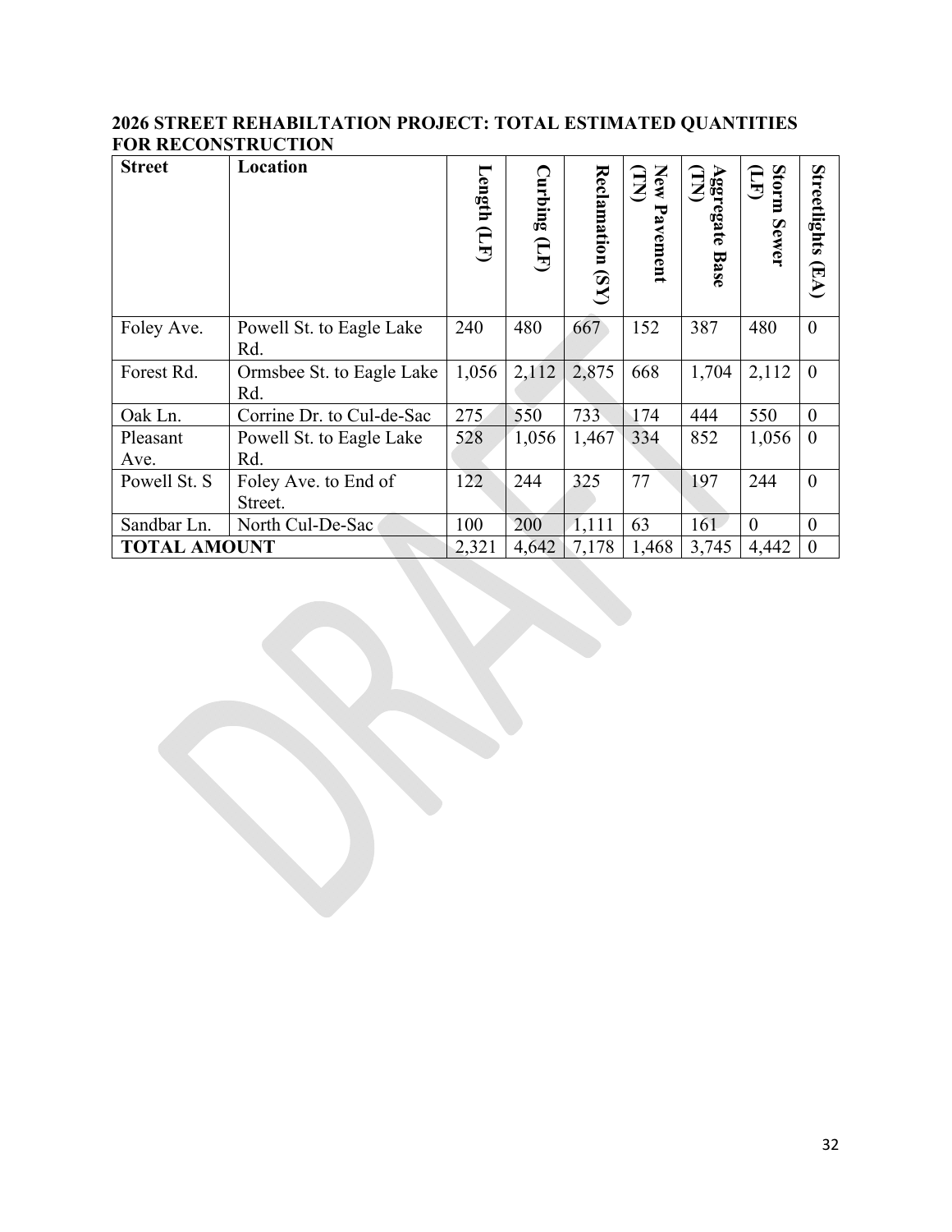**2026 STREET REHABILTATION PROJECT: TOTAL ESTIMATED QUANTITIES FOR RECONSTRUCTION**

| Street | Location | Length (LF) | Curbing (LF) | Reclamation (SY) | New Pavement (TN) | Aggregate Base (TN) | Storm Sewer (LF) | Streetlights (EA) |
|---|---|---|---|---|---|---|---|---|
| Foley Ave. | Powell St. to Eagle Lake Rd. | 240 | 480 | 667 | 152 | 387 | 480 | 0 |
| Forest Rd. | Ormsbee St. to Eagle Lake Rd. | 1,056 | 2,112 | 2,875 | 668 | 1,704 | 2,112 | 0 |
| Oak Ln. | Corrine Dr. to Cul-de-Sac | 275 | 550 | 733 | 174 | 444 | 550 | 0 |
| Pleasant Ave. | Powell St. to Eagle Lake Rd. | 528 | 1,056 | 1,467 | 334 | 852 | 1,056 | 0 |
| Powell St. S | Foley Ave. to End of Street. | 122 | 244 | 325 | 77 | 197 | 244 | 0 |
| Sandbar Ln. | North Cul-De-Sac | 100 | 200 | 1,111 | 63 | 161 | 0 | 0 |
| **TOTAL AMOUNT** | | 2,321 | 4,642 | 7,178 | 1,468 | 3,745 | 4,442 | 0 |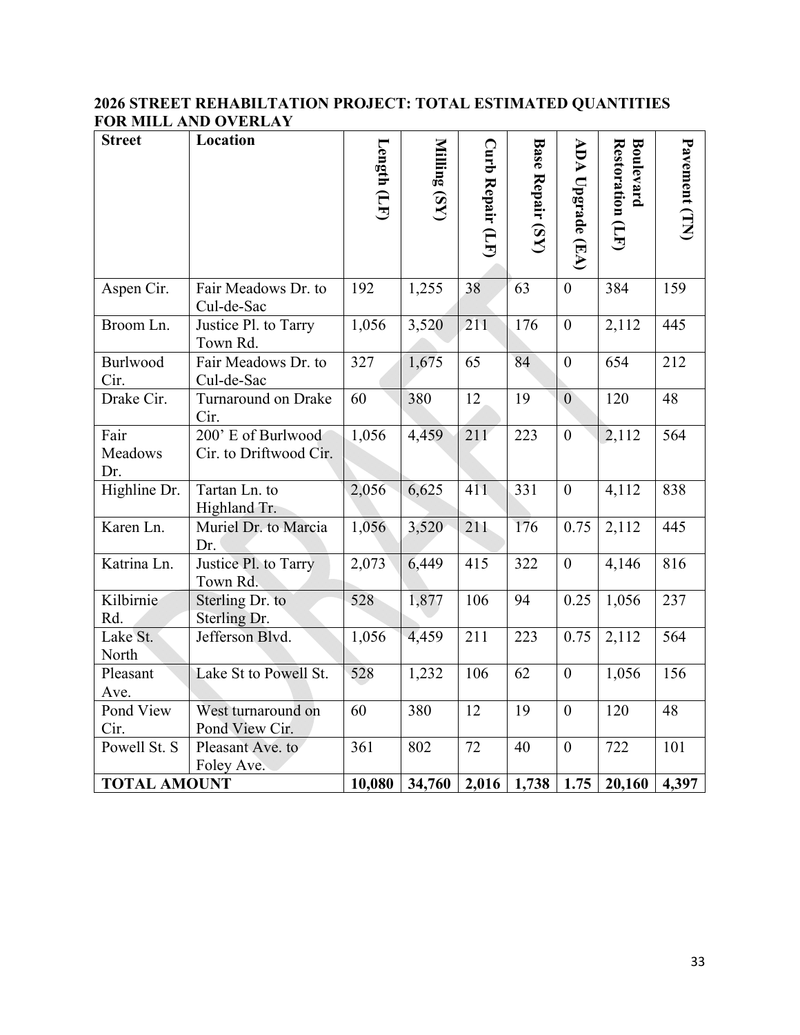## 2026 STREET REHABILTATION PROJECT: TOTAL ESTIMATED QUANTITIES FOR MILL AND OVERLAY

| Street | Location | Length (LF) | Milling (SY) | Curb Repair (LF) | Base Repair (SY) | ADA Upgrade (EA) | Boulevard Restoration (LF) | Pavement (TN) |
|---|---|---|---|---|---|---|---|---|
| Aspen Cir. | Fair Meadows Dr. to Cul-de-Sac | 192 | 1,255 | 38 | 63 | 0 | 384 | 159 |
| Broom Ln. | Justice Pl. to Tarry Town Rd. | 1,056 | 3,520 | 211 | 176 | 0 | 2,112 | 445 |
| Burlwood Cir. | Fair Meadows Dr. to Cul-de-Sac | 327 | 1,675 | 65 | 84 | 0 | 654 | 212 |
| Drake Cir. | Turnaround on Drake Cir. | 60 | 380 | 12 | 19 | 0 | 120 | 48 |
| Fair Meadows Dr. | 200' E of Burlwood Cir. to Driftwood Cir. | 1,056 | 4,459 | 211 | 223 | 0 | 2,112 | 564 |
| Highline Dr. | Tartan Ln. to Highland Tr. | 2,056 | 6,625 | 411 | 331 | 0 | 4,112 | 838 |
| Karen Ln. | Muriel Dr. to Marcia Dr. | 1,056 | 3,520 | 211 | 176 | 0.75 | 2,112 | 445 |
| Katrina Ln. | Justice Pl. to Tarry Town Rd. | 2,073 | 6,449 | 415 | 322 | 0 | 4,146 | 816 |
| Kilbirnie Rd. | Sterling Dr. to Sterling Dr. | 528 | 1,877 | 106 | 94 | 0.25 | 1,056 | 237 |
| Lake St. North | Jefferson Blvd. | 1,056 | 4,459 | 211 | 223 | 0.75 | 2,112 | 564 |
| Pleasant Ave. | Lake St to Powell St. | 528 | 1,232 | 106 | 62 | 0 | 1,056 | 156 |
| Pond View Cir. | West turnaround on Pond View Cir. | 60 | 380 | 12 | 19 | 0 | 120 | 48 |
| Powell St. S | Pleasant Ave. to Foley Ave. | 361 | 802 | 72 | 40 | 0 | 722 | 101 |
| **TOTAL AMOUNT** | | **10,080** | **34,760** | **2,016** | **1,738** | **1.75** | **20,160** | **4,397** |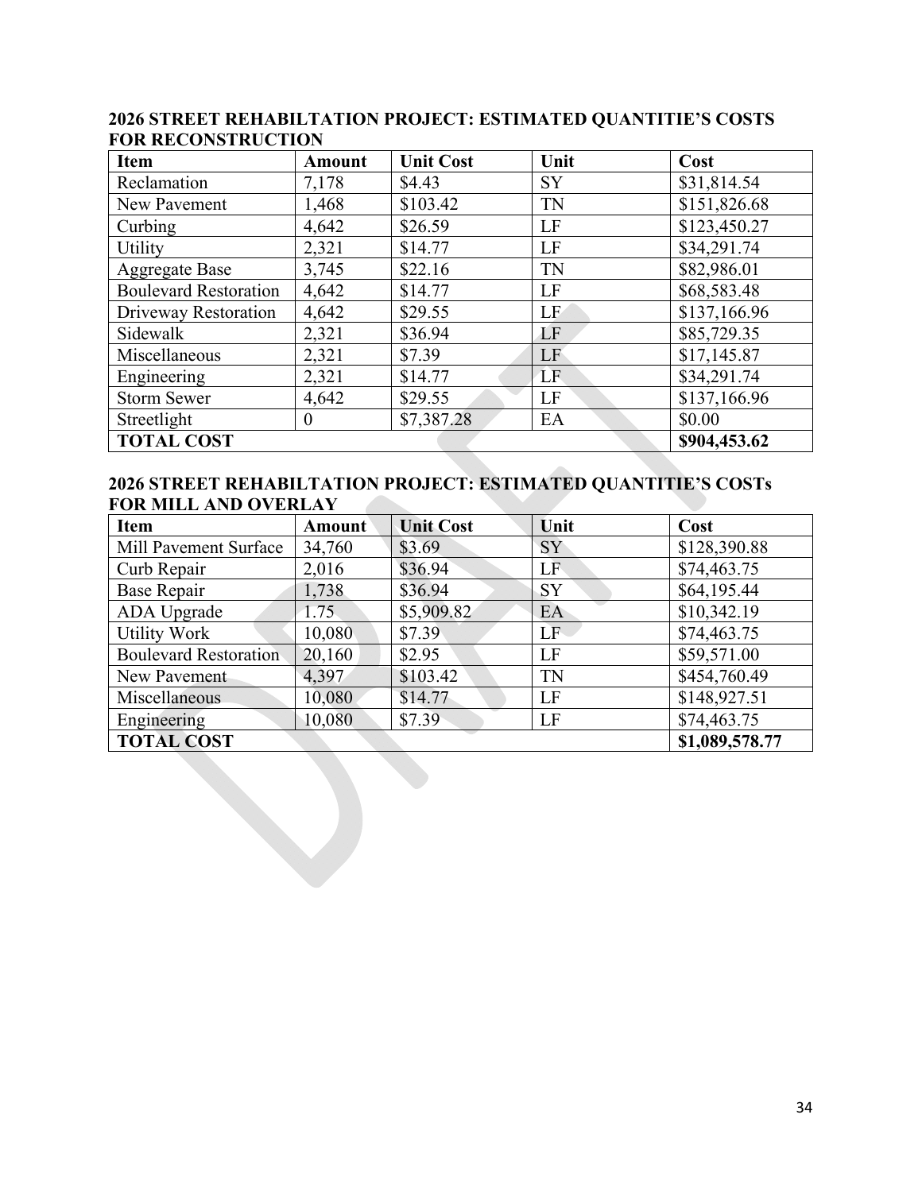**2026 STREET REHABILTATION PROJECT: ESTIMATED QUANTITIE'S COSTS FOR RECONSTRUCTION**

| Item | Amount | Unit Cost | Unit | Cost |
|---|---|---|---|---|
| Reclamation | 7,178 | $4.43 | SY | $31,814.54 |
| New Pavement | 1,468 | $103.42 | TN | $151,826.68 |
| Curbing | 4,642 | $26.59 | LF | $123,450.27 |
| Utility | 2,321 | $14.77 | LF | $34,291.74 |
| Aggregate Base | 3,745 | $22.16 | TN | $82,986.01 |
| Boulevard Restoration | 4,642 | $14.77 | LF | $68,583.48 |
| Driveway Restoration | 4,642 | $29.55 | LF | $137,166.96 |
| Sidewalk | 2,321 | $36.94 | LF | $85,729.35 |
| Miscellaneous | 2,321 | $7.39 | LF | $17,145.87 |
| Engineering | 2,321 | $14.77 | LF | $34,291.74 |
| Storm Sewer | 4,642 | $29.55 | LF | $137,166.96 |
| Streetlight | 0 | $7,387.28 | EA | $0.00 |
| **TOTAL COST** | | | | **$904,453.62** |

**2026 STREET REHABILTATION PROJECT: ESTIMATED QUANTITIE'S COSTs FOR MILL AND OVERLAY**

| Item | Amount | Unit Cost | Unit | Cost |
|---|---|---|---|---|
| Mill Pavement Surface | 34,760 | $3.69 | SY | $128,390.88 |
| Curb Repair | 2,016 | $36.94 | LF | $74,463.75 |
| Base Repair | 1,738 | $36.94 | SY | $64,195.44 |
| ADA Upgrade | 1.75 | $5,909.82 | EA | $10,342.19 |
| Utility Work | 10,080 | $7.39 | LF | $74,463.75 |
| Boulevard Restoration | 20,160 | $2.95 | LF | $59,571.00 |
| New Pavement | 4,397 | $103.42 | TN | $454,760.49 |
| Miscellaneous | 10,080 | $14.77 | LF | $148,927.51 |
| Engineering | 10,080 | $7.39 | LF | $74,463.75 |
| **TOTAL COST** | | | | **$1,089,578.77** |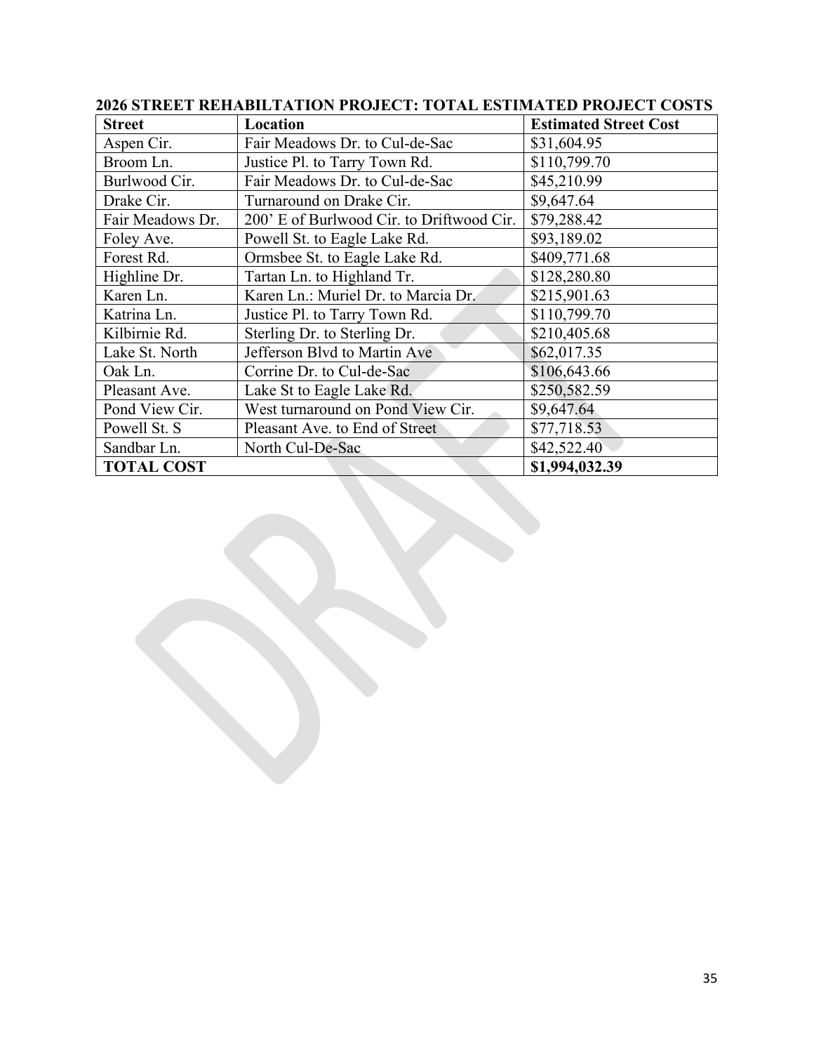**2026 STREET REHABILTATION PROJECT: TOTAL ESTIMATED PROJECT COSTS**

| **Street** | **Location** | **Estimated Street Cost** |
|---|---|---|
| Aspen Cir. | Fair Meadows Dr. to Cul-de-Sac | $31,604.95 |
| Broom Ln. | Justice Pl. to Tarry Town Rd. | $110,799.70 |
| Burlwood Cir. | Fair Meadows Dr. to Cul-de-Sac | $45,210.99 |
| Drake Cir. | Turnaround on Drake Cir. | $9,647.64 |
| Fair Meadows Dr. | 200’ E of Burlwood Cir. to Driftwood Cir. | $79,288.42 |
| Foley Ave. | Powell St. to Eagle Lake Rd. | $93,189.02 |
| Forest Rd. | Ormsbee St. to Eagle Lake Rd. | $409,771.68 |
| Highline Dr. | Tartan Ln. to Highland Tr. | $128,280.80 |
| Karen Ln. | Karen Ln.: Muriel Dr. to Marcia Dr. | $215,901.63 |
| Katrina Ln. | Justice Pl. to Tarry Town Rd. | $110,799.70 |
| Kilbirnie Rd. | Sterling Dr. to Sterling Dr. | $210,405.68 |
| Lake St. North | Jefferson Blvd to Martin Ave | $62,017.35 |
| Oak Ln. | Corrine Dr. to Cul-de-Sac | $106,643.66 |
| Pleasant Ave. | Lake St to Eagle Lake Rd. | $250,582.59 |
| Pond View Cir. | West turnaround on Pond View Cir. | $9,647.64 |
| Powell St. S | Pleasant Ave. to End of Street | $77,718.53 |
| Sandbar Ln. | North Cul-De-Sac | $42,522.40 |
| **TOTAL COST** | | **$1,994,032.39** |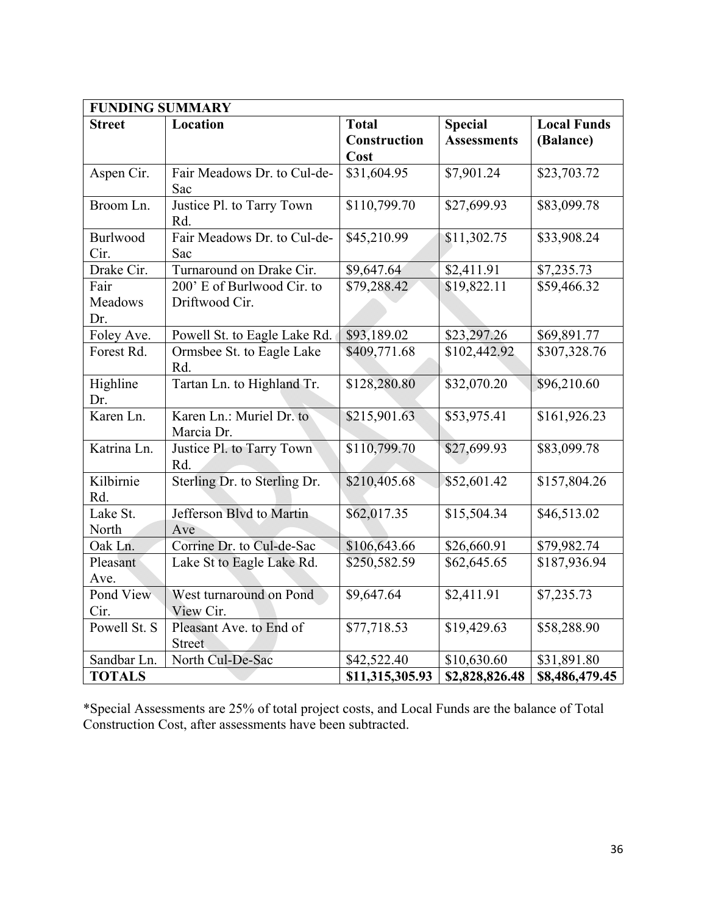| FUNDING SUMMARY | | | | |
|---|---|---|---|---|
| **Street** | **Location** | **Total Construction Cost** | **Special Assessments** | **Local Funds (Balance)** |
| Aspen Cir. | Fair Meadows Dr. to Cul-de-Sac | $31,604.95 | $7,901.24 | $23,703.72 |
| Broom Ln. | Justice Pl. to Tarry Town Rd. | $110,799.70 | $27,699.93 | $83,099.78 |
| Burlwood Cir. | Fair Meadows Dr. to Cul-de-Sac | $45,210.99 | $11,302.75 | $33,908.24 |
| Drake Cir. | Turnaround on Drake Cir. | $9,647.64 | $2,411.91 | $7,235.73 |
| Fair Meadows Dr. | 200' E of Burlwood Cir. to Driftwood Cir. | $79,288.42 | $19,822.11 | $59,466.32 |
| Foley Ave. | Powell St. to Eagle Lake Rd. | $93,189.02 | $23,297.26 | $69,891.77 |
| Forest Rd. | Ormsbee St. to Eagle Lake Rd. | $409,771.68 | $102,442.92 | $307,328.76 |
| Highline Dr. | Tartan Ln. to Highland Tr. | $128,280.80 | $32,070.20 | $96,210.60 |
| Karen Ln. | Karen Ln.: Muriel Dr. to Marcia Dr. | $215,901.63 | $53,975.41 | $161,926.23 |
| Katrina Ln. | Justice Pl. to Tarry Town Rd. | $110,799.70 | $27,699.93 | $83,099.78 |
| Kilbirnie Rd. | Sterling Dr. to Sterling Dr. | $210,405.68 | $52,601.42 | $157,804.26 |
| Lake St. North | Jefferson Blvd to Martin Ave | $62,017.35 | $15,504.34 | $46,513.02 |
| Oak Ln. | Corrine Dr. to Cul-de-Sac | $106,643.66 | $26,660.91 | $79,982.74 |
| Pleasant Ave. | Lake St to Eagle Lake Rd. | $250,582.59 | $62,645.65 | $187,936.94 |
| Pond View Cir. | West turnaround on Pond View Cir. | $9,647.64 | $2,411.91 | $7,235.73 |
| Powell St. S | Pleasant Ave. to End of Street | $77,718.53 | $19,429.63 | $58,288.90 |
| Sandbar Ln. | North Cul-De-Sac | $42,522.40 | $10,630.60 | $31,891.80 |
| **TOTALS** | | **$11,315,305.93** | **$2,828,826.48** | **$8,486,479.45** |

*Special Assessments are 25% of total project costs, and Local Funds are the balance of Total Construction Cost, after assessments have been subtracted.